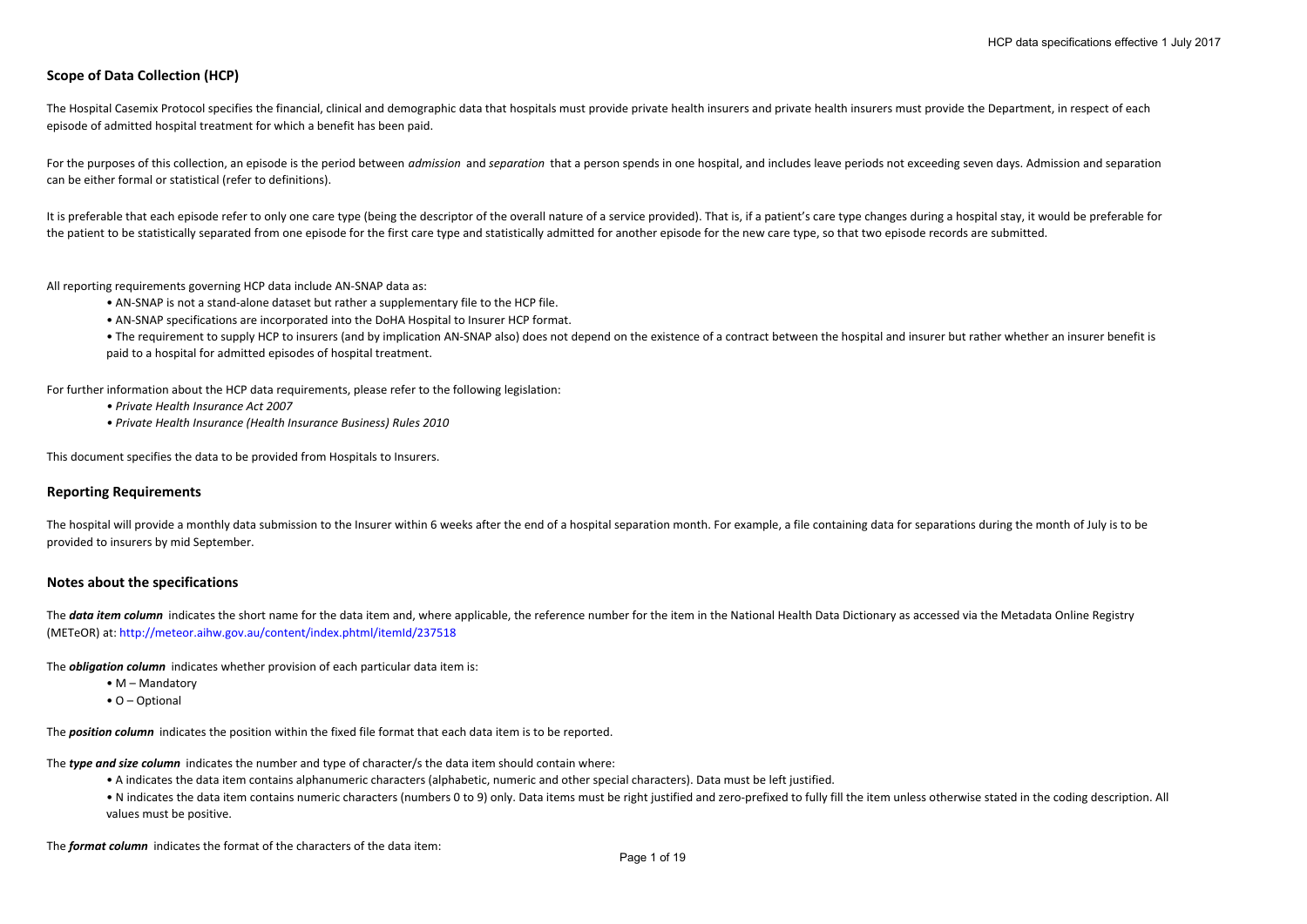## Scope of Data Collection (HCP)

The Hospital Casemix Protocol specifies the financial, clinical and demographic data that hospitals must provide private health insurers and private health insurers must provide the Department, in respect of each episode of admitted hospital treatment for which a benefit has been paid.

For the purposes of this collection, an episode is the period between *admission* and *separation* that a person spends in one hospital, and includes leave periods not exceeding seven days. Admission and separation can be either formal or statistical (refer to definitions).

It is preferable that each episode refer to only one care type (being the descriptor of the overall nature of a service provided). That is, if a patient's care type changes during a hospital stay, it would be preferable for the patient to be statistically separated from one episode for the first care type and statistically admitted for another episode for the new care type, so that two episode records are submitted.

All reporting requirements governing HCP data include AN-SNAP data as:

- AN-SNAP is not a stand-alone dataset but rather a supplementary file to the HCP file.
- AN-SNAP specifications are incorporated into the DoHA Hospital to Insurer HCP format.
- The requirement to supply HCP to insurers (and by implication AN-SNAP also) does not depend on the existence of a contract between the hospital and insurer but rather whether an insurer benefit is paid to a hospital for admitted episodes of hospital treatment.

For further information about the HCP data requirements, please refer to the following legislation:

- *Private Health Insurance Act 2007*
- *Private Health Insurance (Health Insurance Business) Rules 2010*

This document specifies the data to be provided from Hospitals to Insurers.

## Reporting Requirements

The hospital will provide a monthly data submission to the Insurer within 6 weeks after the end of a hospital separation month. For example, a file containing data for separations during the month of July is to be provided to insurers by mid September.

## Notes about the specifications

The ***data item column*** indicates the short name for the data item and, where applicable, the reference number for the item in the National Health Data Dictionary as accessed via the Metadata Online Registry (METeOR) at: http://meteor.aihw.gov.au/content/index.phtml/itemId/237518

The ***obligation column*** indicates whether provision of each particular data item is:

- M – Mandatory
- O – Optional

The ***position column*** indicates the position within the fixed file format that each data item is to be reported.

The ***type and size column*** indicates the number and type of character/s the data item should contain where:

- A indicates the data item contains alphanumeric characters (alphabetic, numeric and other special characters). Data must be left justified.
- N indicates the data item contains numeric characters (numbers 0 to 9) only. Data items must be right justified and zero-prefixed to fully fill the item unless otherwise stated in the coding description. All values must be positive.

The ***format column*** indicates the format of the characters of the data item: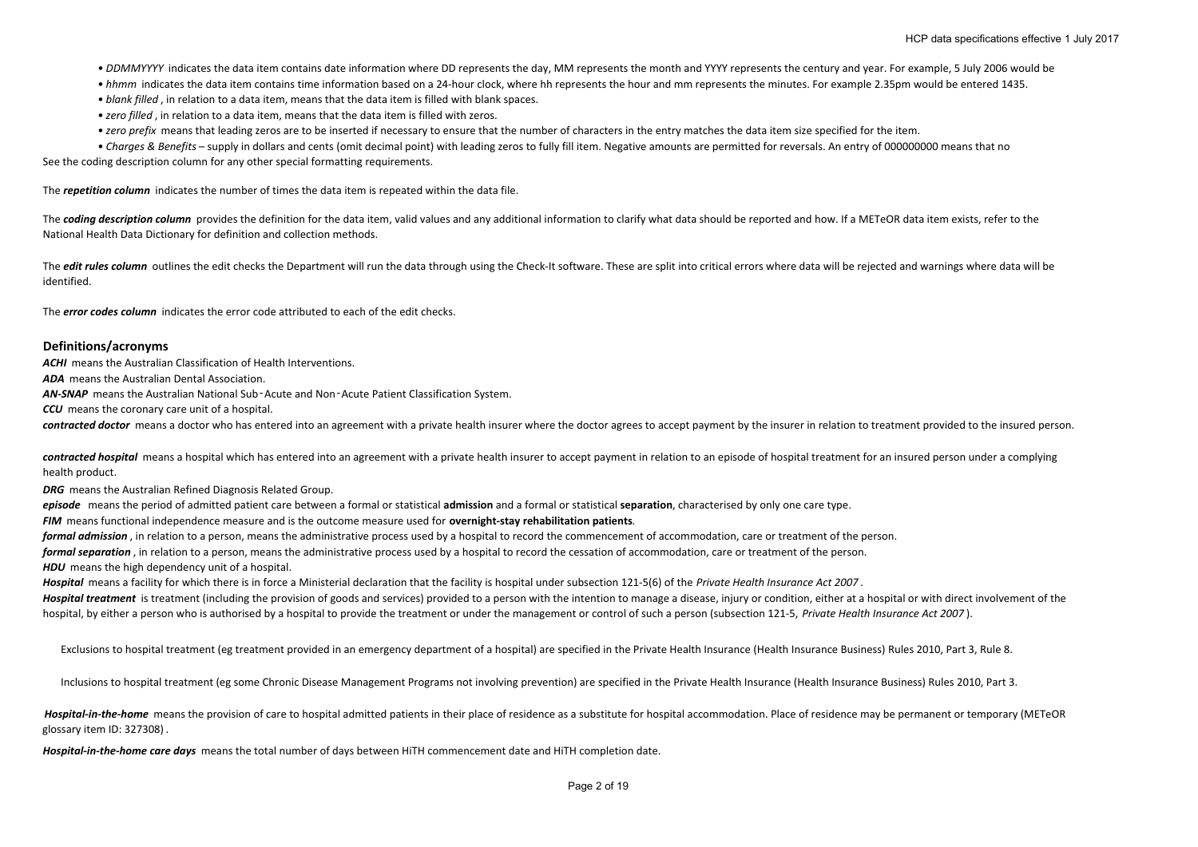- *DDMMYYYY* indicates the data item contains date information where DD represents the day, MM represents the month and YYYY represents the century and year. For example, 5 July 2006 would be
- *hhmm* indicates the data item contains time information based on a 24-hour clock, where hh represents the hour and mm represents the minutes. For example 2.35pm would be entered 1435.
- *blank filled* , in relation to a data item, means that the data item is filled with blank spaces.
- *zero filled* , in relation to a data item, means that the data item is filled with zeros.
- *zero prefix* means that leading zeros are to be inserted if necessary to ensure that the number of characters in the entry matches the data item size specified for the item.
- *Charges & Benefits* – supply in dollars and cents (omit decimal point) with leading zeros to fully fill item. Negative amounts are permitted for reversals. An entry of 000000000 means that no

See the coding description column for any other special formatting requirements.

The ***repetition column*** indicates the number of times the data item is repeated within the data file.

The ***coding description column*** provides the definition for the data item, valid values and any additional information to clarify what data should be reported and how. If a METeOR data item exists, refer to the National Health Data Dictionary for definition and collection methods.

The ***edit rules column*** outlines the edit checks the Department will run the data through using the Check-It software. These are split into critical errors where data will be rejected and warnings where data will be identified.

The ***error codes column*** indicates the error code attributed to each of the edit checks.

## Definitions/acronyms

***ACHI*** means the Australian Classification of Health Interventions.

***ADA*** means the Australian Dental Association.

***AN-SNAP*** means the Australian National Sub‑Acute and Non‑Acute Patient Classification System.

***CCU*** means the coronary care unit of a hospital.

***contracted doctor*** means a doctor who has entered into an agreement with a private health insurer where the doctor agrees to accept payment by the insurer in relation to treatment provided to the insured person.

***contracted hospital*** means a hospital which has entered into an agreement with a private health insurer to accept payment in relation to an episode of hospital treatment for an insured person under a complying health product.

***DRG*** means the Australian Refined Diagnosis Related Group.

***episode*** means the period of admitted patient care between a formal or statistical **admission** and a formal or statistical **separation**, characterised by only one care type.

***FIM*** means functional independence measure and is the outcome measure used for **overnight-stay rehabilitation patients**.

***formal admission*** , in relation to a person, means the administrative process used by a hospital to record the commencement of accommodation, care or treatment of the person.

***formal separation*** , in relation to a person, means the administrative process used by a hospital to record the cessation of accommodation, care or treatment of the person.

***HDU*** means the high dependency unit of a hospital.

***Hospital*** means a facility for which there is in force a Ministerial declaration that the facility is hospital under subsection 121-5(6) of the *Private Health Insurance Act 2007* .

***Hospital treatment*** is treatment (including the provision of goods and services) provided to a person with the intention to manage a disease, injury or condition, either at a hospital or with direct involvement of the hospital, by either a person who is authorised by a hospital to provide the treatment or under the management or control of such a person (subsection 121-5, *Private Health Insurance Act 2007* ).

Exclusions to hospital treatment (eg treatment provided in an emergency department of a hospital) are specified in the Private Health Insurance (Health Insurance Business) Rules 2010, Part 3, Rule 8.

Inclusions to hospital treatment (eg some Chronic Disease Management Programs not involving prevention) are specified in the Private Health Insurance (Health Insurance Business) Rules 2010, Part 3.

***Hospital-in-the-home*** means the provision of care to hospital admitted patients in their place of residence as a substitute for hospital accommodation. Place of residence may be permanent or temporary (METeOR glossary item ID: 327308) .

***Hospital-in-the-home care days*** means the total number of days between HiTH commencement date and HiTH completion date.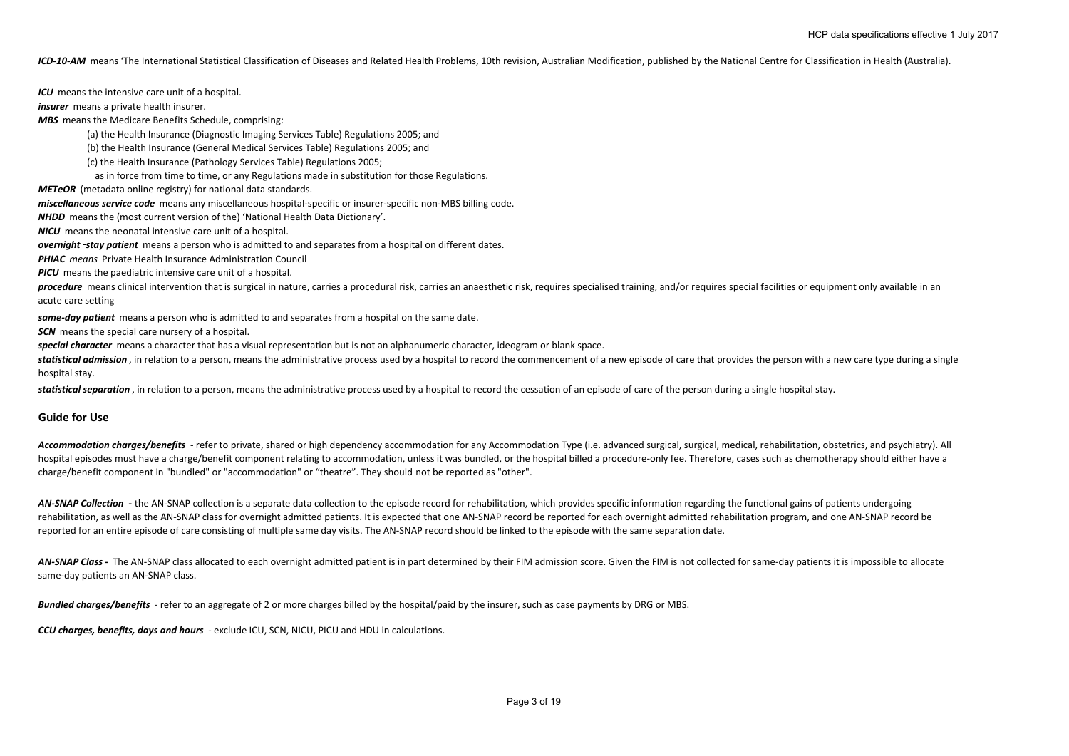***ICD-10-AM*** means 'The International Statistical Classification of Diseases and Related Health Problems, 10th revision, Australian Modification, published by the National Centre for Classification in Health (Australia).

***ICU*** means the intensive care unit of a hospital.

***insurer*** means a private health insurer.

***MBS*** means the Medicare Benefits Schedule, comprising:

(a) the Health Insurance (Diagnostic Imaging Services Table) Regulations 2005; and

(b) the Health Insurance (General Medical Services Table) Regulations 2005; and

(c) the Health Insurance (Pathology Services Table) Regulations 2005;

as in force from time to time, or any Regulations made in substitution for those Regulations.

***METeOR*** (metadata online registry) for national data standards.

***miscellaneous service code*** means any miscellaneous hospital-specific or insurer-specific non-MBS billing code.

***NHDD*** means the (most current version of the) 'National Health Data Dictionary'.

***NICU*** means the neonatal intensive care unit of a hospital.

***overnight-stay patient*** means a person who is admitted to and separates from a hospital on different dates.

***PHIAC*** *means* Private Health Insurance Administration Council

***PICU*** means the paediatric intensive care unit of a hospital.

***procedure*** means clinical intervention that is surgical in nature, carries a procedural risk, carries an anaesthetic risk, requires specialised training, and/or requires special facilities or equipment only available in an acute care setting

***same-day patient*** means a person who is admitted to and separates from a hospital on the same date.

***SCN*** means the special care nursery of a hospital.

***special character*** means a character that has a visual representation but is not an alphanumeric character, ideogram or blank space.

***statistical admission*** , in relation to a person, means the administrative process used by a hospital to record the commencement of a new episode of care that provides the person with a new care type during a single hospital stay.

***statistical separation*** , in relation to a person, means the administrative process used by a hospital to record the cessation of an episode of care of the person during a single hospital stay.

## Guide for Use

***Accommodation charges/benefits*** - refer to private, shared or high dependency accommodation for any Accommodation Type (i.e. advanced surgical, surgical, medical, rehabilitation, obstetrics, and psychiatry). All hospital episodes must have a charge/benefit component relating to accommodation, unless it was bundled, or the hospital billed a procedure-only fee. Therefore, cases such as chemotherapy should either have a charge/benefit component in "bundled" or "accommodation" or "theatre". They should not be reported as "other".

***AN-SNAP Collection*** - the AN-SNAP collection is a separate data collection to the episode record for rehabilitation, which provides specific information regarding the functional gains of patients undergoing rehabilitation, as well as the AN-SNAP class for overnight admitted patients. It is expected that one AN-SNAP record be reported for each overnight admitted rehabilitation program, and one AN-SNAP record be reported for an entire episode of care consisting of multiple same day visits. The AN-SNAP record should be linked to the episode with the same separation date.

***AN-SNAP Class -*** The AN-SNAP class allocated to each overnight admitted patient is in part determined by their FIM admission score. Given the FIM is not collected for same-day patients it is impossible to allocate same-day patients an AN-SNAP class.

***Bundled charges/benefits*** - refer to an aggregate of 2 or more charges billed by the hospital/paid by the insurer, such as case payments by DRG or MBS.

***CCU charges, benefits, days and hours*** - exclude ICU, SCN, NICU, PICU and HDU in calculations.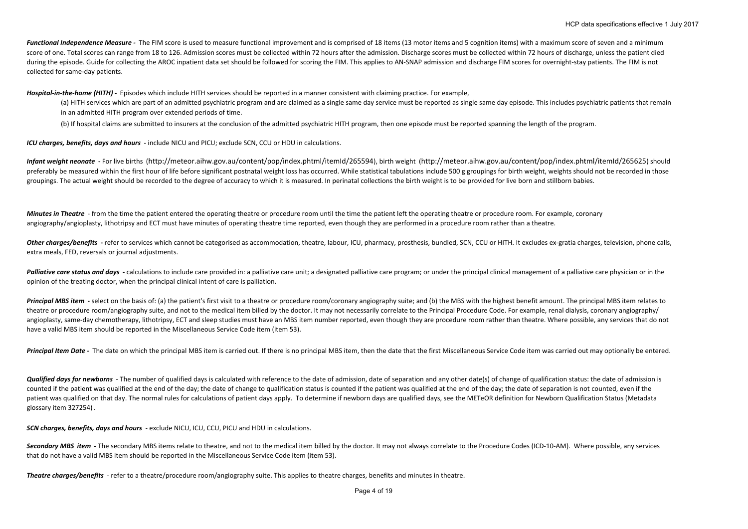***Functional Independence Measure -*** The FIM score is used to measure functional improvement and is comprised of 18 items (13 motor items and 5 cognition items) with a maximum score of seven and a minimum score of one. Total scores can range from 18 to 126. Admission scores must be collected within 72 hours after the admission. Discharge scores must be collected within 72 hours of discharge, unless the patient died during the episode. Guide for collecting the AROC inpatient data set should be followed for scoring the FIM. This applies to AN-SNAP admission and discharge FIM scores for overnight-stay patients. The FIM is not collected for same-day patients.

***Hospital-in-the-home (HITH) -*** Episodes which include HITH services should be reported in a manner consistent with claiming practice. For example,

(a) HITH services which are part of an admitted psychiatric program and are claimed as a single same day service must be reported as single same day episode. This includes psychiatric patients that remain in an admitted HITH program over extended periods of time.

(b) If hospital claims are submitted to insurers at the conclusion of the admitted psychiatric HITH program, then one episode must be reported spanning the length of the program.

***ICU charges, benefits, days and hours*** - include NICU and PICU; exclude SCN, CCU or HDU in calculations.

***Infant weight neonate -*** For live births (http://meteor.aihw.gov.au/content/pop/index.phtml/itemId/265594), birth weight (http://meteor.aihw.gov.au/content/pop/index.phtml/itemId/265625) should preferably be measured within the first hour of life before significant postnatal weight loss has occurred. While statistical tabulations include 500 g groupings for birth weight, weights should not be recorded in those groupings. The actual weight should be recorded to the degree of accuracy to which it is measured. In perinatal collections the birth weight is to be provided for live born and stillborn babies.

***Minutes in Theatre*** - from the time the patient entered the operating theatre or procedure room until the time the patient left the operating theatre or procedure room. For example, coronary angiography/angioplasty, lithotripsy and ECT must have minutes of operating theatre time reported, even though they are performed in a procedure room rather than a theatre.

***Other charges/benefits -*** refer to services which cannot be categorised as accommodation, theatre, labour, ICU, pharmacy, prosthesis, bundled, SCN, CCU or HITH. It excludes ex-gratia charges, television, phone calls, extra meals, FED, reversals or journal adjustments.

***Palliative care status and days -*** calculations to include care provided in: a palliative care unit; a designated palliative care program; or under the principal clinical management of a palliative care physician or in the opinion of the treating doctor, when the principal clinical intent of care is palliation.

***Principal MBS item -*** select on the basis of: (a) the patient's first visit to a theatre or procedure room/coronary angiography suite; and (b) the MBS with the highest benefit amount. The principal MBS item relates to theatre or procedure room/angiography suite, and not to the medical item billed by the doctor. It may not necessarily correlate to the Principal Procedure Code. For example, renal dialysis, coronary angiography/ angioplasty, same-day chemotherapy, lithotripsy, ECT and sleep studies must have an MBS item number reported, even though they are procedure room rather than theatre. Where possible, any services that do not have a valid MBS item should be reported in the Miscellaneous Service Code item (item 53).

***Principal Item Date -*** The date on which the principal MBS item is carried out. If there is no principal MBS item, then the date that the first Miscellaneous Service Code item was carried out may optionally be entered.

***Qualified days for newborns*** - The number of qualified days is calculated with reference to the date of admission, date of separation and any other date(s) of change of qualification status: the date of admission is counted if the patient was qualified at the end of the day; the date of change to qualification status is counted if the patient was qualified at the end of the day; the date of separation is not counted, even if the patient was qualified on that day. The normal rules for calculations of patient days apply. To determine if newborn days are qualified days, see the METeOR definition for Newborn Qualification Status (Metadata glossary item 327254) .

***SCN charges, benefits, days and hours*** - exclude NICU, ICU, CCU, PICU and HDU in calculations.

***Secondary MBS item -*** The secondary MBS items relate to theatre, and not to the medical item billed by the doctor. It may not always correlate to the Procedure Codes (ICD-10-AM). Where possible, any services that do not have a valid MBS item should be reported in the Miscellaneous Service Code item (item 53).

***Theatre charges/benefits*** - refer to a theatre/procedure room/angiography suite. This applies to theatre charges, benefits and minutes in theatre.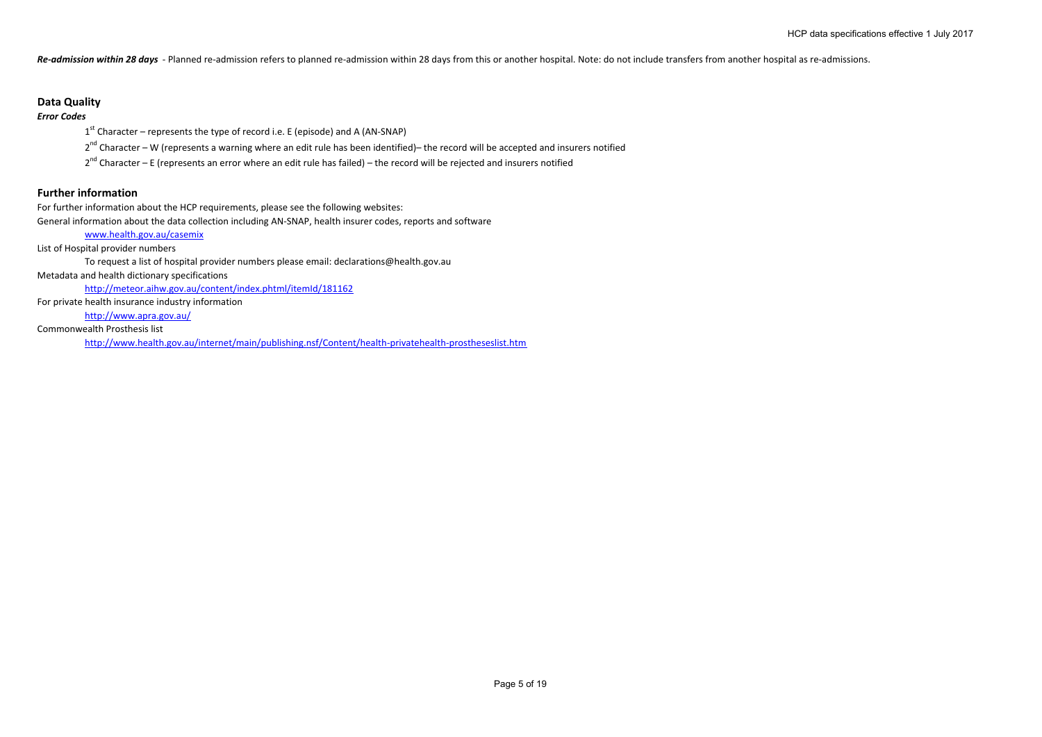***Re-admission within 28 days*** - Planned re-admission refers to planned re-admission within 28 days from this or another hospital. Note: do not include transfers from another hospital as re-admissions.

## Data Quality

***Error Codes***

1st Character – represents the type of record i.e. E (episode) and A (AN-SNAP)

2nd Character – W (represents a warning where an edit rule has been identified)– the record will be accepted and insurers notified

2nd Character – E (represents an error where an edit rule has failed) – the record will be rejected and insurers notified

## Further information

For further information about the HCP requirements, please see the following websites:

General information about the data collection including AN-SNAP, health insurer codes, reports and software

www.health.gov.au/casemix

List of Hospital provider numbers

To request a list of hospital provider numbers please email: declarations@health.gov.au

Metadata and health dictionary specifications

http://meteor.aihw.gov.au/content/index.phtml/itemId/181162

For private health insurance industry information

http://www.apra.gov.au/

Commonwealth Prosthesis list

http://www.health.gov.au/internet/main/publishing.nsf/Content/health-privatehealth-prostheseslist.htm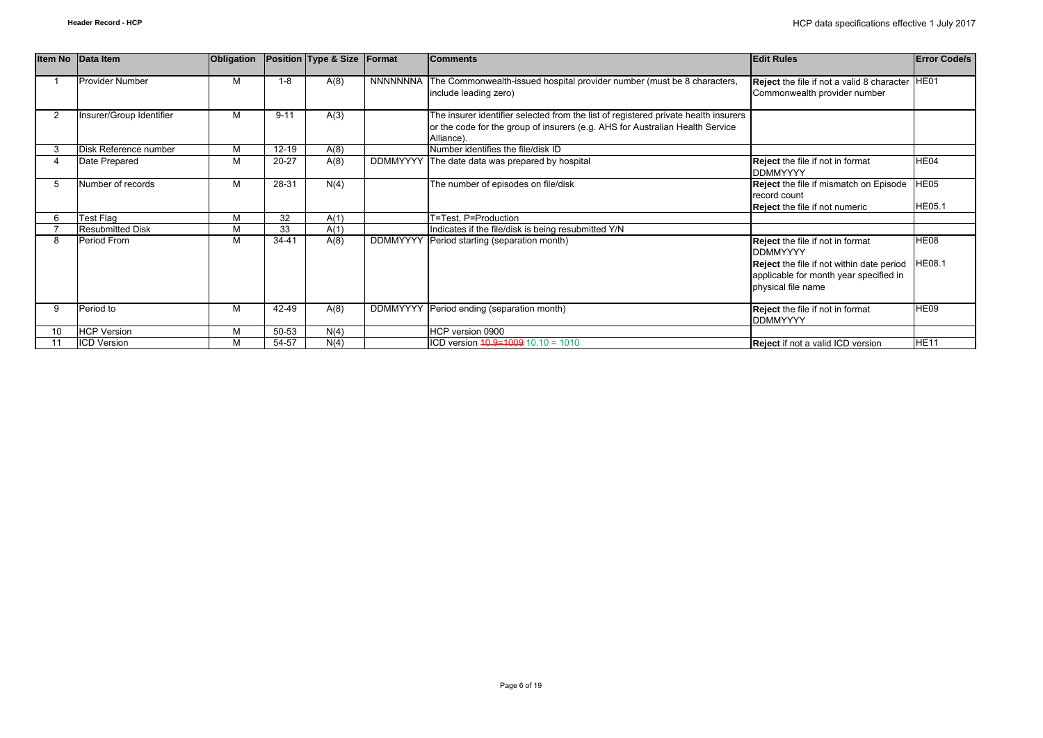| Item No | Data Item | Obligation | Position | Type & Size | Format | Comments | Edit Rules | Error Code/s |
|---|---|---|---|---|---|---|---|---|
| 1 | Provider Number | M | 1-8 | A(8) | NNNNNNNA | The Commonwealth-issued hospital provider number (must be 8 characters, include leading zero) | **Reject** the file if not a valid 8 character Commonwealth provider number | HE01 |
| 2 | Insurer/Group Identifier | M | 9-11 | A(3) | | The insurer identifier selected from the list of registered private health insurers or the code for the group of insurers (e.g. AHS for Australian Health Service Alliance). | | |
| 3 | Disk Reference number | M | 12-19 | A(8) | | Number identifies the file/disk ID | | |
| 4 | Date Prepared | M | 20-27 | A(8) | DDMMYYYY | The date data was prepared by hospital | **Reject** the file if not in format DDMMYYYY | HE04 |
| 5 | Number of records | M | 28-31 | N(4) | | The number of episodes on file/disk | **Reject** the file if mismatch on Episode record count<br>**Reject** the file if not numeric | HE05<br>HE05.1 |
| 6 | Test Flag | M | 32 | A(1) | | T=Test, P=Production | | |
| 7 | Resubmitted Disk | M | 33 | A(1) | | Indicates if the file/disk is being resubmitted Y/N | | |
| 8 | Period From | M | 34-41 | A(8) | DDMMYYYY | Period starting (separation month) | **Reject** the file if not in format DDMMYYYY<br>**Reject** the file if not within date period applicable for month year specified in physical file name | HE08<br>HE08.1 |
| 9 | Period to | M | 42-49 | A(8) | DDMMYYYY | Period ending (separation month) | **Reject** the file if not in format DDMMYYYY | HE09 |
| 10 | HCP Version | M | 50-53 | N(4) | | HCP version 0900 | | |
| 11 | ICD Version | M | 54-57 | N(4) | | ICD version ~~10.9=1009~~ 10.10 = 1010 | **Reject** if not a valid ICD version | HE11 |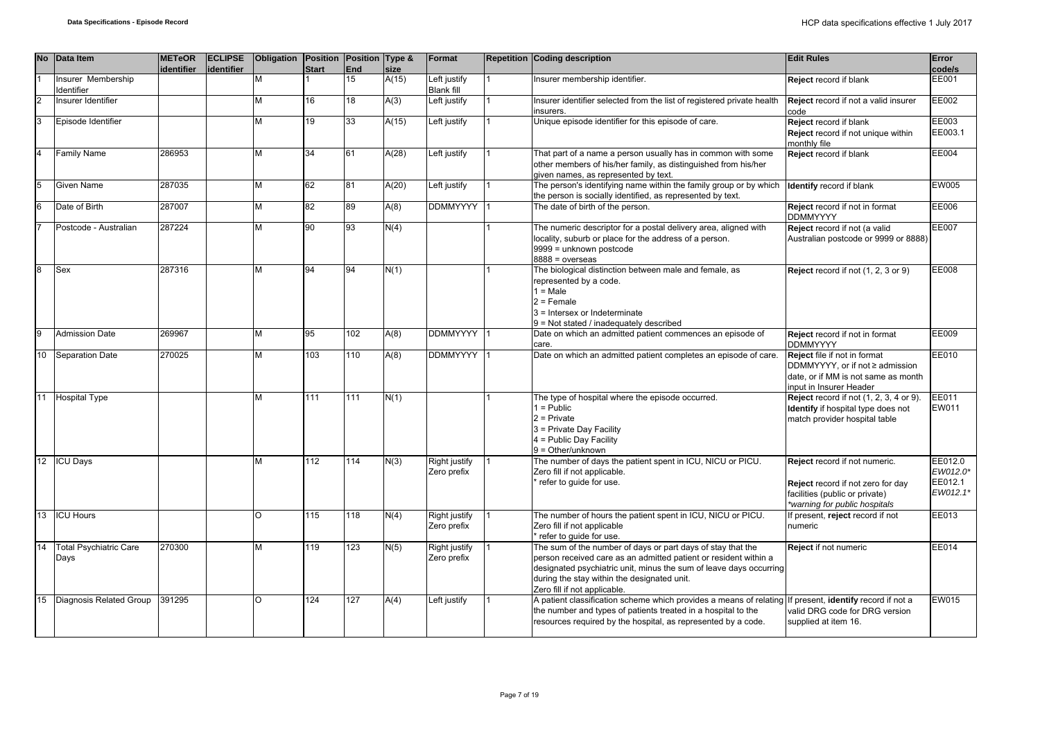| No | Data Item | METeOR identifier | ECLIPSE identifier | Obligation | Position Start | Position End | Type & size | Format | Repetition | Coding description | Edit Rules | Error code/s |
|---|---|---|---|---|---|---|---|---|---|---|---|---|
| 1 | Insurer Membership Identifier | | | M | 1 | 15 | A(15) | Left justify Blank fill | 1 | Insurer membership identifier. | **Reject** record if blank | EE001 |
| 2 | Insurer Identifier | | | M | 16 | 18 | A(3) | Left justify | 1 | Insurer identifier selected from the list of registered private health insurers. | **Reject** record if not a valid insurer code | EE002 |
| 3 | Episode Identifier | | | M | 19 | 33 | A(15) | Left justify | 1 | Unique episode identifier for this episode of care. | **Reject** record if blank<br>**Reject** record if not unique within monthly file | EE003<br>EE003.1 |
| 4 | Family Name | 286953 | | M | 34 | 61 | A(28) | Left justify | 1 | That part of a name a person usually has in common with some other members of his/her family, as distinguished from his/her given names, as represented by text. | **Reject** record if blank | EE004 |
| 5 | Given Name | 287035 | | M | 62 | 81 | A(20) | Left justify | 1 | The person's identifying name within the family group or by which the person is socially identified, as represented by text. | **Identify** record if blank | EW005 |
| 6 | Date of Birth | 287007 | | M | 82 | 89 | A(8) | DDMMYYYY | 1 | The date of birth of the person. | **Reject** record if not in format DDMMYYYY | EE006 |
| 7 | Postcode - Australian | 287224 | | M | 90 | 93 | N(4) | | 1 | The numeric descriptor for a postal delivery area, aligned with locality, suburb or place for the address of a person.<br>9999 = unknown postcode<br>8888 = overseas | **Reject** record if not (a valid Australian postcode or 9999 or 8888) | EE007 |
| 8 | Sex | 287316 | | M | 94 | 94 | N(1) | | 1 | The biological distinction between male and female, as represented by a code.<br>1 = Male<br>2 = Female<br>3 = Intersex or Indeterminate<br>9 = Not stated / inadequately described | **Reject** record if not (1, 2, 3 or 9) | EE008 |
| 9 | Admission Date | 269967 | | M | 95 | 102 | A(8) | DDMMYYYY | 1 | Date on which an admitted patient commences an episode of care. | **Reject** record if not in format DDMMYYYY | EE009 |
| 10 | Separation Date | 270025 | | M | 103 | 110 | A(8) | DDMMYYYY | 1 | Date on which an admitted patient completes an episode of care. | **Reject** file if not in format DDMMYYYY, or if not ≥ admission date, or if MM is not same as month input in Insurer Header | EE010 |
| 11 | Hospital Type | | | M | 111 | 111 | N(1) | | 1 | The type of hospital where the episode occurred.<br>1 = Public<br>2 = Private<br>3 = Private Day Facility<br>4 = Public Day Facility<br>9 = Other/unknown | **Reject** record if not (1, 2, 3, 4 or 9).<br>**Identify** if hospital type does not match provider hospital table | EE011<br>EW011 |
| 12 | ICU Days | | | M | 112 | 114 | N(3) | Right justify Zero prefix | 1 | The number of days the patient spent in ICU, NICU or PICU.<br>Zero fill if not applicable.<br>* refer to guide for use. | **Reject** record if not numeric.<br><br>**Reject** record if not zero for day facilities (public or private)<br>*\*warning for public hospitals* | EE012.0<br>*EW012.0\**<br>EE012.1<br>*EW012.1\** |
| 13 | ICU Hours | | | O | 115 | 118 | N(4) | Right justify Zero prefix | 1 | The number of hours the patient spent in ICU, NICU or PICU.<br>Zero fill if not applicable<br>* refer to guide for use. | If present, **reject** record if not numeric | EE013 |
| 14 | Total Psychiatric Care Days | 270300 | | M | 119 | 123 | N(5) | Right justify Zero prefix | 1 | The sum of the number of days or part days of stay that the person received care as an admitted patient or resident within a designated psychiatric unit, minus the sum of leave days occurring during the stay within the designated unit.<br>Zero fill if not applicable. | **Reject** if not numeric | EE014 |
| 15 | Diagnosis Related Group | 391295 | | O | 124 | 127 | A(4) | Left justify | 1 | A patient classification scheme which provides a means of relating the number and types of patients treated in a hospital to the resources required by the hospital, as represented by a code. | If present, **identify** record if not a valid DRG code for DRG version supplied at item 16. | EW015 |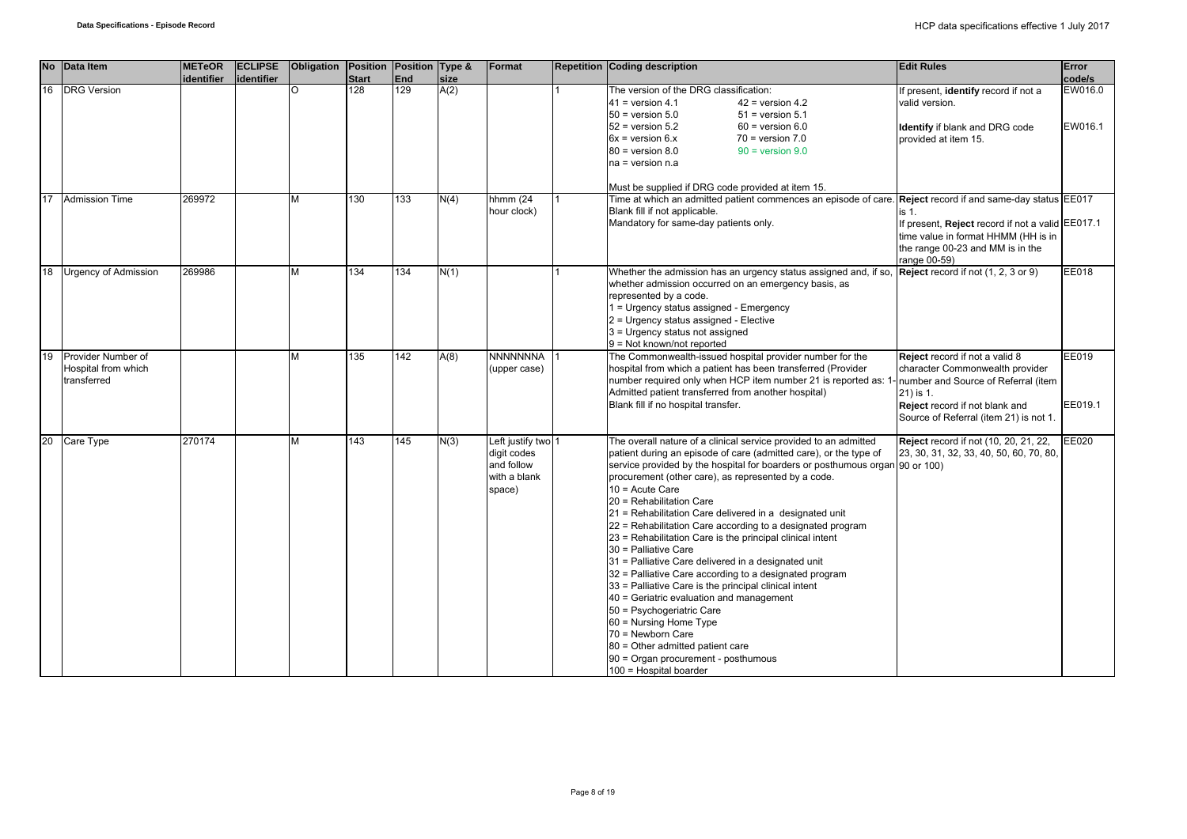| No | Data Item | METeOR identifier | ECLIPSE identifier | Obligation | Position Start | Position End | Type & size | Format | Repetition | Coding description | Edit Rules | Error code/s |
|---|---|---|---|---|---|---|---|---|---|---|---|---|
| 16 | DRG Version | | | O | 128 | 129 | A(2) | | 1 | The version of the DRG classification:<br>41 = version 4.1 42 = version 4.2<br>50 = version 5.0 51 = version 5.1<br>52 = version 5.2 60 = version 6.0<br>6x = version 6.x 70 = version 7.0<br>80 = version 8.0 90 = version 9.0<br>na = version n.a<br><br>Must be supplied if DRG code provided at item 15. | If present, **identify** record if not a valid version.<br><br>**Identify** if blank and DRG code provided at item 15. | EW016.0<br><br>EW016.1 |
| 17 | Admission Time | 269972 | | M | 130 | 133 | N(4) | hhmm (24 hour clock) | 1 | Time at which an admitted patient commences an episode of care. Blank fill if not applicable.<br>Mandatory for same-day patients only. | **Reject** record if and same-day status is 1.<br>If present, **Reject** record if not a valid time value in format HHMM (HH is in the range 00-23 and MM is in the range 00-59) | EE017<br><br>EE017.1 |
| 18 | Urgency of Admission | 269986 | | M | 134 | 134 | N(1) | | 1 | Whether the admission has an urgency status assigned and, if so, whether admission occurred on an emergency basis, as represented by a code.<br>1 = Urgency status assigned - Emergency<br>2 = Urgency status assigned - Elective<br>3 = Urgency status not assigned<br>9 = Not known/not reported | **Reject** record if not (1, 2, 3 or 9) | EE018 |
| 19 | Provider Number of Hospital from which transferred | | | M | 135 | 142 | A(8) | NNNNNNNA (upper case) | 1 | The Commonwealth-issued hospital provider number for the hospital from which a patient has been transferred (Provider number required only when HCP item number 21 is reported as: 1-Admitted patient transferred from another hospital)<br>Blank fill if no hospital transfer. | **Reject** record if not a valid 8 character Commonwealth provider number and Source of Referral (item 21) is 1.<br>**Reject** record if not blank and Source of Referral (item 21) is not 1. | EE019<br><br>EE019.1 |
| 20 | Care Type | 270174 | | M | 143 | 145 | N(3) | Left justify two digit codes and follow with a blank space) | 1 | The overall nature of a clinical service provided to an admitted patient during an episode of care (admitted care), or the type of service provided by the hospital for boarders or posthumous organ procurement (other care), as represented by a code.<br>10 = Acute Care<br>20 = Rehabilitation Care<br>21 = Rehabilitation Care delivered in a designated unit<br>22 = Rehabilitation Care according to a designated program<br>23 = Rehabilitation Care is the principal clinical intent<br>30 = Palliative Care<br>31 = Palliative Care delivered in a designated unit<br>32 = Palliative Care according to a designated program<br>33 = Palliative Care is the principal clinical intent<br>40 = Geriatric evaluation and management<br>50 = Psychogeriatric Care<br>60 = Nursing Home Type<br>70 = Newborn Care<br>80 = Other admitted patient care<br>90 = Organ procurement - posthumous<br>100 = Hospital boarder | **Reject** record if not (10, 20, 21, 22, 23, 30, 31, 32, 33, 40, 50, 60, 70, 80, 90 or 100) | EE020 |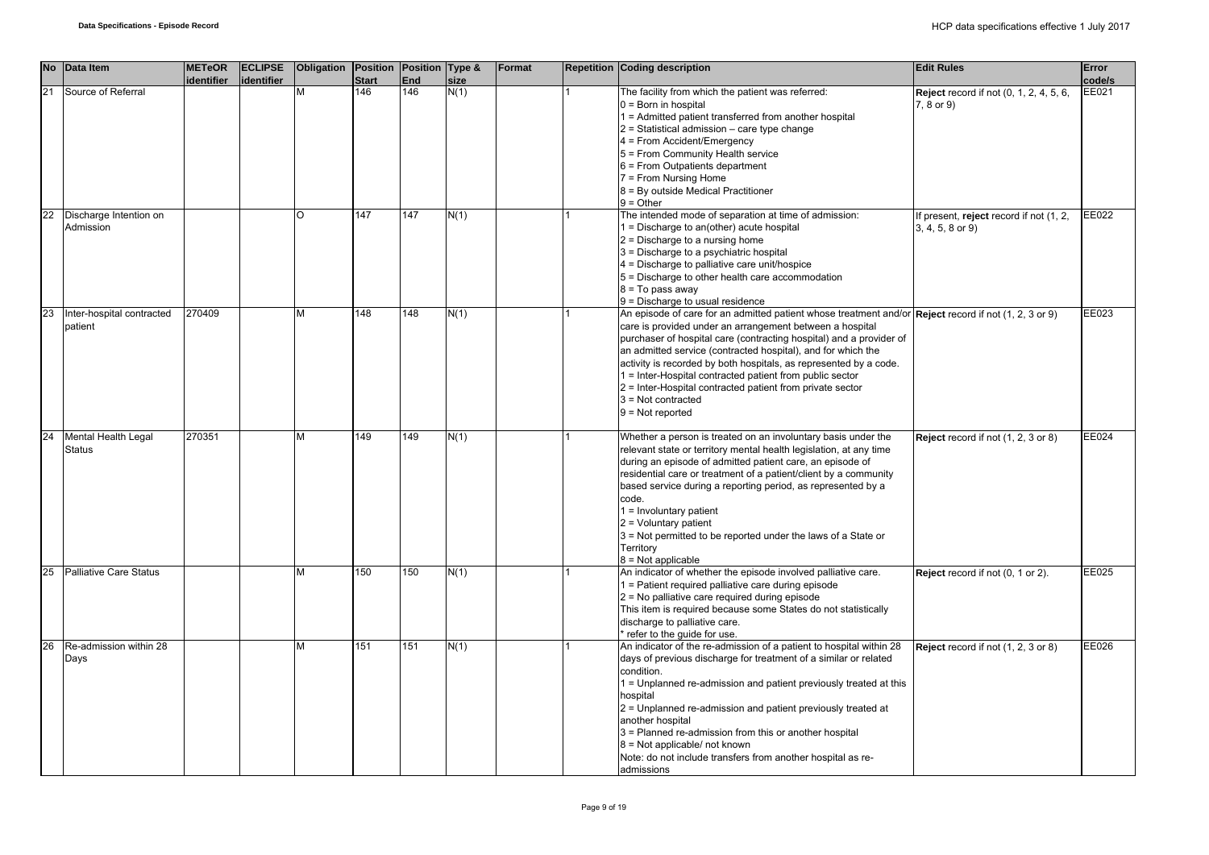| No | Data Item | METeOR identifier | ECLIPSE identifier | Obligation | Position Start | Position End | Type & size | Format | Repetition | Coding description | Edit Rules | Error code/s |
|---|---|---|---|---|---|---|---|---|---|---|---|---|
| 21 | Source of Referral | | | M | 146 | 146 | N(1) | | 1 | The facility from which the patient was referred:<br>0 = Born in hospital<br>1 = Admitted patient transferred from another hospital<br>2 = Statistical admission – care type change<br>4 = From Accident/Emergency<br>5 = From Community Health service<br>6 = From Outpatients department<br>7 = From Nursing Home<br>8 = By outside Medical Practitioner<br>9 = Other | **Reject** record if not (0, 1, 2, 4, 5, 6, 7, 8 or 9) | EE021 |
| 22 | Discharge Intention on Admission | | | O | 147 | 147 | N(1) | | 1 | The intended mode of separation at time of admission:<br>1 = Discharge to an(other) acute hospital<br>2 = Discharge to a nursing home<br>3 = Discharge to a psychiatric hospital<br>4 = Discharge to palliative care unit/hospice<br>5 = Discharge to other health care accommodation<br>8 = To pass away<br>9 = Discharge to usual residence | If present, **reject** record if not (1, 2, 3, 4, 5, 8 or 9) | EE022 |
| 23 | Inter-hospital contracted patient | 270409 | | M | 148 | 148 | N(1) | | 1 | An episode of care for an admitted patient whose treatment and/or care is provided under an arrangement between a hospital purchaser of hospital care (contracting hospital) and a provider of an admitted service (contracted hospital), and for which the activity is recorded by both hospitals, as represented by a code.<br>1 = Inter-Hospital contracted patient from public sector<br>2 = Inter-Hospital contracted patient from private sector<br>3 = Not contracted<br>9 = Not reported | **Reject** record if not (1, 2, 3 or 9) | EE023 |
| 24 | Mental Health Legal Status | 270351 | | M | 149 | 149 | N(1) | | 1 | Whether a person is treated on an involuntary basis under the relevant state or territory mental health legislation, at any time during an episode of admitted patient care, an episode of residential care or treatment of a patient/client by a community based service during a reporting period, as represented by a code.<br>1 = Involuntary patient<br>2 = Voluntary patient<br>3 = Not permitted to be reported under the laws of a State or Territory<br>8 = Not applicable | **Reject** record if not (1, 2, 3 or 8) | EE024 |
| 25 | Palliative Care Status | | | M | 150 | 150 | N(1) | | 1 | An indicator of whether the episode involved palliative care.<br>1 = Patient required palliative care during episode<br>2 = No palliative care required during episode<br>This item is required because some States do not statistically discharge to palliative care.<br>* refer to the guide for use. | **Reject** record if not (0, 1 or 2). | EE025 |
| 26 | Re-admission within 28 Days | | | M | 151 | 151 | N(1) | | 1 | An indicator of the re-admission of a patient to hospital within 28 days of previous discharge for treatment of a similar or related condition.<br>1 = Unplanned re-admission and patient previously treated at this hospital<br>2 = Unplanned re-admission and patient previously treated at another hospital<br>3 = Planned re-admission from this or another hospital<br>8 = Not applicable/ not known<br>Note: do not include transfers from another hospital as re-admissions | **Reject** record if not (1, 2, 3 or 8) | EE026 |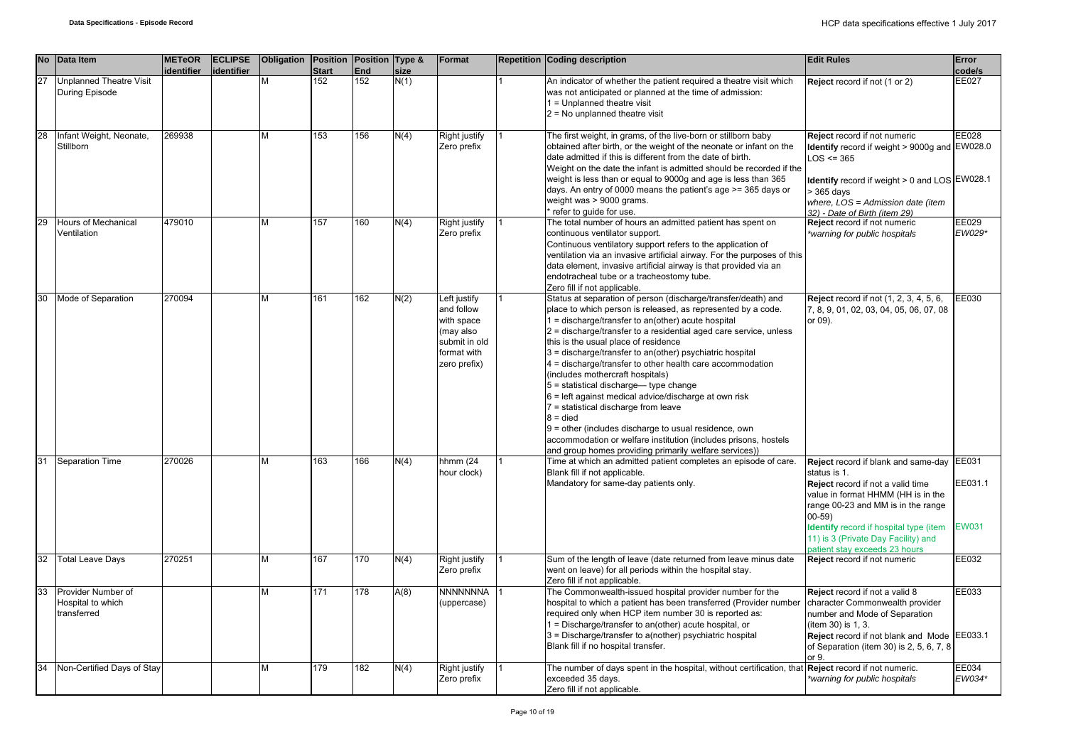| No | Data Item | METeOR identifier | ECLIPSE identifier | Obligation | Position Start | Position End | Type & size | Format | Repetition | Coding description | Edit Rules | Error code/s |
|---|---|---|---|---|---|---|---|---|---|---|---|---|
| 27 | Unplanned Theatre Visit During Episode | | | M | 152 | 152 | N(1) | | 1 | An indicator of whether the patient required a theatre visit which was not anticipated or planned at the time of admission:<br>1 = Unplanned theatre visit<br>2 = No unplanned theatre visit | **Reject** record if not (1 or 2) | EE027 |
| 28 | Infant Weight, Neonate, Stillborn | 269938 | | M | 153 | 156 | N(4) | Right justify Zero prefix | 1 | The first weight, in grams, of the live-born or stillborn baby obtained after birth, or the weight of the neonate or infant on the date admitted if this is different from the date of birth.<br>Weight on the date the infant is admitted should be recorded if the weight is less than or equal to 9000g and age is less than 365 days. An entry of 0000 means the patient's age >= 365 days or weight was > 9000 grams.<br>* refer to guide for use. | **Reject** record if not numeric<br>**Identify** record if weight > 9000g and LOS <= 365<br><br>**Identify** record if weight > 0 and LOS > 365 days<br>*where, LOS = Admission date (item 32) - Date of Birth (item 29)* | EE028<br>EW028.0<br><br>EW028.1 |
| 29 | Hours of Mechanical Ventilation | 479010 | | M | 157 | 160 | N(4) | Right justify Zero prefix | 1 | The total number of hours an admitted patient has spent on continuous ventilator support.<br>Continuous ventilatory support refers to the application of ventilation via an invasive artificial airway. For the purposes of this data element, invasive artificial airway is that provided via an endotracheal tube or a tracheostomy tube.<br>Zero fill if not applicable. | **Reject** record if not numeric<br>*\*warning for public hospitals* | EE029<br>*EW029\** |
| 30 | Mode of Separation | 270094 | | M | 161 | 162 | N(2) | Left justify and follow with space (may also submit in old format with zero prefix) | 1 | Status at separation of person (discharge/transfer/death) and place to which person is released, as represented by a code.<br>1 = discharge/transfer to an(other) acute hospital<br>2 = discharge/transfer to a residential aged care service, unless this is the usual place of residence<br>3 = discharge/transfer to an(other) psychiatric hospital<br>4 = discharge/transfer to other health care accommodation (includes mothercraft hospitals)<br>5 = statistical discharge— type change<br>6 = left against medical advice/discharge at own risk<br>7 = statistical discharge from leave<br>8 = died<br>9 = other (includes discharge to usual residence, own accommodation or welfare institution (includes prisons, hostels and group homes providing primarily welfare services)) | **Reject** record if not (1, 2, 3, 4, 5, 6, 7, 8, 9, 01, 02, 03, 04, 05, 06, 07, 08 or 09). | EE030 |
| 31 | Separation Time | 270026 | | M | 163 | 166 | N(4) | hhmm (24 hour clock) | 1 | Time at which an admitted patient completes an episode of care.<br>Blank fill if not applicable.<br>Mandatory for same-day patients only. | **Reject** record if blank and same-day status is 1.<br>**Reject** record if not a valid time value in format HHMM (HH is in the range 00-23 and MM is in the range 00-59)<br>**Identify** record if hospital type (item 11) is 3 (Private Day Facility) and patient stay exceeds 23 hours | EE031<br><br>EE031.1<br><br><br>EW031 |
| 32 | Total Leave Days | 270251 | | M | 167 | 170 | N(4) | Right justify Zero prefix | 1 | Sum of the length of leave (date returned from leave minus date went on leave) for all periods within the hospital stay.<br>Zero fill if not applicable. | **Reject** record if not numeric | EE032 |
| 33 | Provider Number of Hospital to which transferred | | | M | 171 | 178 | A(8) | NNNNNNNA (uppercase) | 1 | The Commonwealth-issued hospital provider number for the hospital to which a patient has been transferred (Provider number required only when HCP item number 30 is reported as:<br>1 = Discharge/transfer to an(other) acute hospital, or<br>3 = Discharge/transfer to a(nother) psychiatric hospital<br>Blank fill if no hospital transfer. | **Reject** record if not a valid 8 character Commonwealth provider number and Mode of Separation (item 30) is 1, 3.<br>**Reject** record if not blank and Mode of Separation (item 30) is 2, 5, 6, 7, 8 or 9. | EE033<br><br><br>EE033.1 |
| 34 | Non-Certified Days of Stay | | | M | 179 | 182 | N(4) | Right justify Zero prefix | 1 | The number of days spent in the hospital, without certification, that exceeded 35 days.<br>Zero fill if not applicable. | **Reject** record if not numeric.<br>*\*warning for public hospitals* | EE034<br>*EW034\** |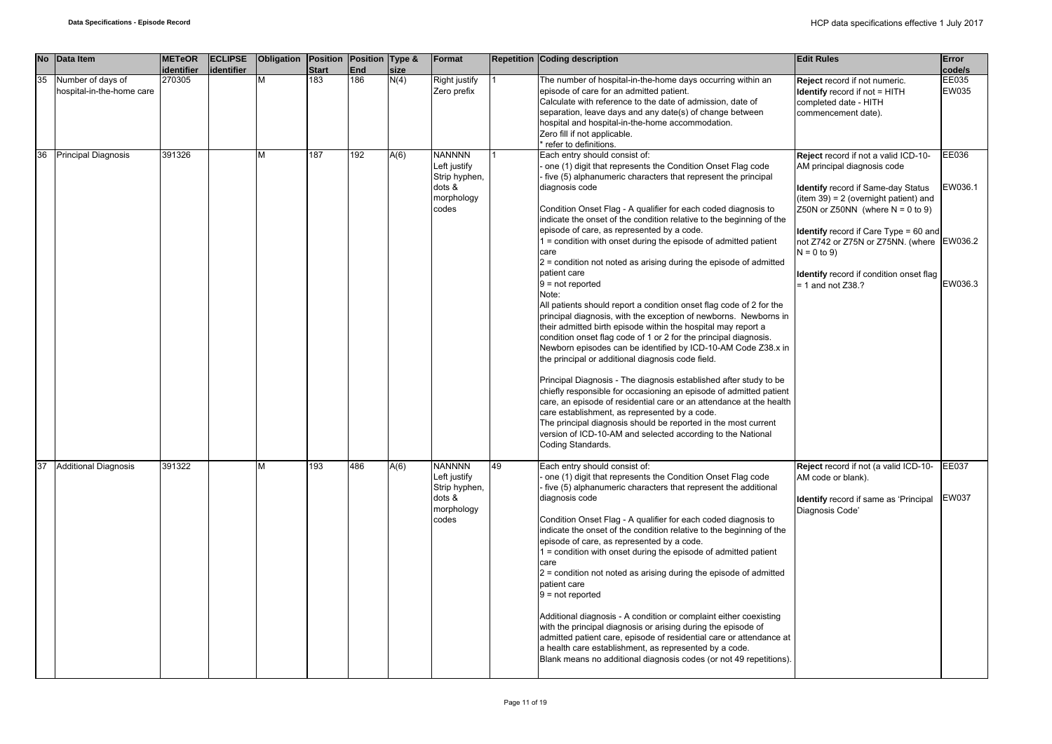| No | Data Item | METeOR identifier | ECLIPSE identifier | Obligation | Position Start | Position End | Type & size | Format | Repetition | Coding description | Edit Rules | Error code/s |
|---|---|---|---|---|---|---|---|---|---|---|---|---|
| 35 | Number of days of hospital-in-the-home care | 270305 | | M | 183 | 186 | N(4) | Right justify Zero prefix | 1 | The number of hospital-in-the-home days occurring within an episode of care for an admitted patient.<br>Calculate with reference to the date of admission, date of separation, leave days and any date(s) of change between hospital and hospital-in-the-home accommodation.<br>Zero fill if not applicable.<br>* refer to definitions. | **Reject** record if not numeric.<br>**Identify** record if not = HITH completed date - HITH commencement date). | EE035<br>EW035 |
| 36 | Principal Diagnosis | 391326 | | M | 187 | 192 | A(6) | NANNNN Left justify Strip hyphen, dots & morphology codes | 1 | Each entry should consist of:<br>- one (1) digit that represents the Condition Onset Flag code<br>- five (5) alphanumeric characters that represent the principal diagnosis code<br><br>Condition Onset Flag - A qualifier for each coded diagnosis to indicate the onset of the condition relative to the beginning of the episode of care, as represented by a code.<br>1 = condition with onset during the episode of admitted patient care<br>2 = condition not noted as arising during the episode of admitted patient care<br>9 = not reported<br>Note:<br>All patients should report a condition onset flag code of 2 for the principal diagnosis, with the exception of newborns. Newborns in their admitted birth episode within the hospital may report a condition onset flag code of 1 or 2 for the principal diagnosis. Newborn episodes can be identified by ICD-10-AM Code Z38.x in the principal or additional diagnosis code field.<br><br>Principal Diagnosis - The diagnosis established after study to be chiefly responsible for occasioning an episode of admitted patient care, an episode of residential care or an attendance at the health care establishment, as represented by a code.<br>The principal diagnosis should be reported in the most current version of ICD-10-AM and selected according to the National Coding Standards. | **Reject** record if not a valid ICD-10-AM principal diagnosis code<br><br>**Identify** record if Same-day Status (item 39) = 2 (overnight patient) and Z50N or Z50NN (where N = 0 to 9)<br><br>**Identify** record if Care Type = 60 and not Z742 or Z75N or Z75NN. (where N = 0 to 9)<br><br>**Identify** record if condition onset flag = 1 and not Z38.? | EE036<br><br>EW036.1<br><br>EW036.2<br><br>EW036.3 |
| 37 | Additional Diagnosis | 391322 | | M | 193 | 486 | A(6) | NANNNN Left justify Strip hyphen, dots & morphology codes | 49 | Each entry should consist of:<br>- one (1) digit that represents the Condition Onset Flag code<br>- five (5) alphanumeric characters that represent the additional diagnosis code<br><br>Condition Onset Flag - A qualifier for each coded diagnosis to indicate the onset of the condition relative to the beginning of the episode of care, as represented by a code.<br>1 = condition with onset during the episode of admitted patient care<br>2 = condition not noted as arising during the episode of admitted patient care<br>9 = not reported<br><br>Additional diagnosis - A condition or complaint either coexisting with the principal diagnosis or arising during the episode of admitted patient care, episode of residential care or attendance at a health care establishment, as represented by a code.<br>Blank means no additional diagnosis codes (or not 49 repetitions). | **Reject** record if not (a valid ICD-10-AM code or blank).<br><br>**Identify** record if same as 'Principal Diagnosis Code' | EE037<br><br>EW037 |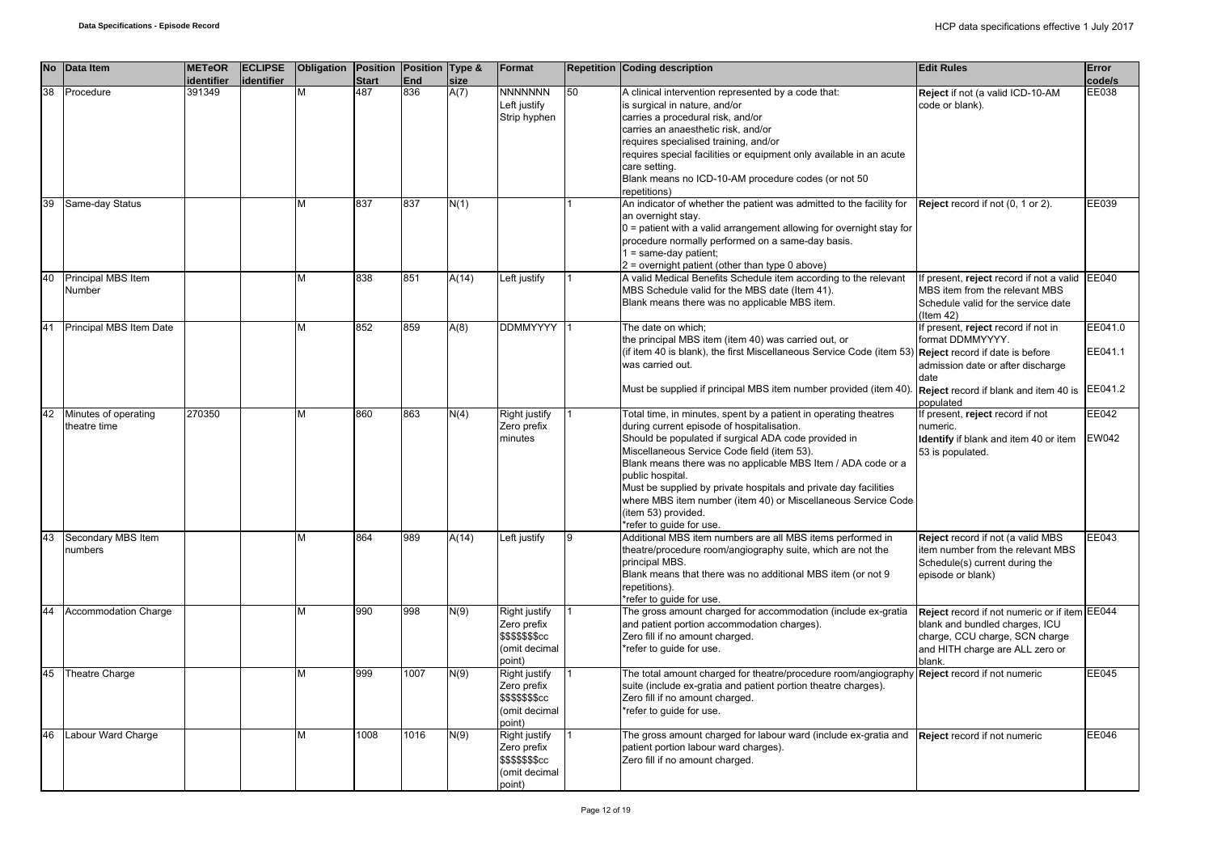| No | Data Item | METeOR identifier | ECLIPSE identifier | Obligation | Position Start | Position End | Type & size | Format | Repetition | Coding description | Edit Rules | Error code/s |
|---|---|---|---|---|---|---|---|---|---|---|---|---|
| 38 | Procedure | 391349 | | M | 487 | 836 | A(7) | NNNNNNN Left justify Strip hyphen | 50 | A clinical intervention represented by a code that: is surgical in nature, and/or carries a procedural risk, and/or carries an anaesthetic risk, and/or requires specialised training, and/or requires special facilities or equipment only available in an acute care setting. Blank means no ICD-10-AM procedure codes (or not 50 repetitions) | **Reject** if not (a valid ICD-10-AM code or blank). | EE038 |
| 39 | Same-day Status | | | M | 837 | 837 | N(1) | | 1 | An indicator of whether the patient was admitted to the facility for an overnight stay. 0 = patient with a valid arrangement allowing for overnight stay for procedure normally performed on a same-day basis. 1 = same-day patient; 2 = overnight patient (other than type 0 above) | **Reject** record if not (0, 1 or 2). | EE039 |
| 40 | Principal MBS Item Number | | | M | 838 | 851 | A(14) | Left justify | 1 | A valid Medical Benefits Schedule item according to the relevant MBS Schedule valid for the MBS date (Item 41). Blank means there was no applicable MBS item. | If present, **reject** record if not a valid MBS item from the relevant MBS Schedule valid for the service date (Item 42) | EE040 |
| 41 | Principal MBS Item Date | | | M | 852 | 859 | A(8) | DDMMYYYY | 1 | The date on which; the principal MBS item (item 40) was carried out, or (if item 40 is blank), the first Miscellaneous Service Code (item 53) was carried out. Must be supplied if principal MBS item number provided (item 40). | If present, **reject** record if not in format DDMMYYYY. **Reject** record if date is before admission date or after discharge date **Reject** record if blank and item 40 is populated | EE041.0 EE041.1 EE041.2 |
| 42 | Minutes of operating theatre time | 270350 | | M | 860 | 863 | N(4) | Right justify Zero prefix minutes | 1 | Total time, in minutes, spent by a patient in operating theatres during current episode of hospitalisation. Should be populated if surgical ADA code provided in Miscellaneous Service Code field (item 53). Blank means there was no applicable MBS Item / ADA code or a public hospital. Must be supplied by private hospitals and private day facilities where MBS item number (item 40) or Miscellaneous Service Code (item 53) provided. *refer to guide for use. | If present, **reject** record if not numeric. **Identify** if blank and item 40 or item 53 is populated. | EE042 EW042 |
| 43 | Secondary MBS Item numbers | | | M | 864 | 989 | A(14) | Left justify | 9 | Additional MBS item numbers are all MBS items performed in theatre/procedure room/angiography suite, which are not the principal MBS. Blank means that there was no additional MBS item (or not 9 repetitions). *refer to guide for use. | **Reject** record if not (a valid MBS item number from the relevant MBS Schedule(s) current during the episode or blank) | EE043 |
| 44 | Accommodation Charge | | | M | 990 | 998 | N(9) | Right justify Zero prefix $$$$$$$cc (omit decimal point) | 1 | The gross amount charged for accommodation (include ex-gratia and patient portion accommodation charges). Zero fill if no amount charged. *refer to guide for use. | **Reject** record if not numeric or if item blank and bundled charges, ICU charge, CCU charge, SCN charge and HITH charge are ALL zero or blank. | EE044 |
| 45 | Theatre Charge | | | M | 999 | 1007 | N(9) | Right justify Zero prefix $$$$$$$cc (omit decimal point) | 1 | The total amount charged for theatre/procedure room/angiography suite (include ex-gratia and patient portion theatre charges). Zero fill if no amount charged. *refer to guide for use. | **Reject** record if not numeric | EE045 |
| 46 | Labour Ward Charge | | | M | 1008 | 1016 | N(9) | Right justify Zero prefix $$$$$$$cc (omit decimal point) | 1 | The gross amount charged for labour ward (include ex-gratia and patient portion labour ward charges). Zero fill if no amount charged. | **Reject** record if not numeric | EE046 |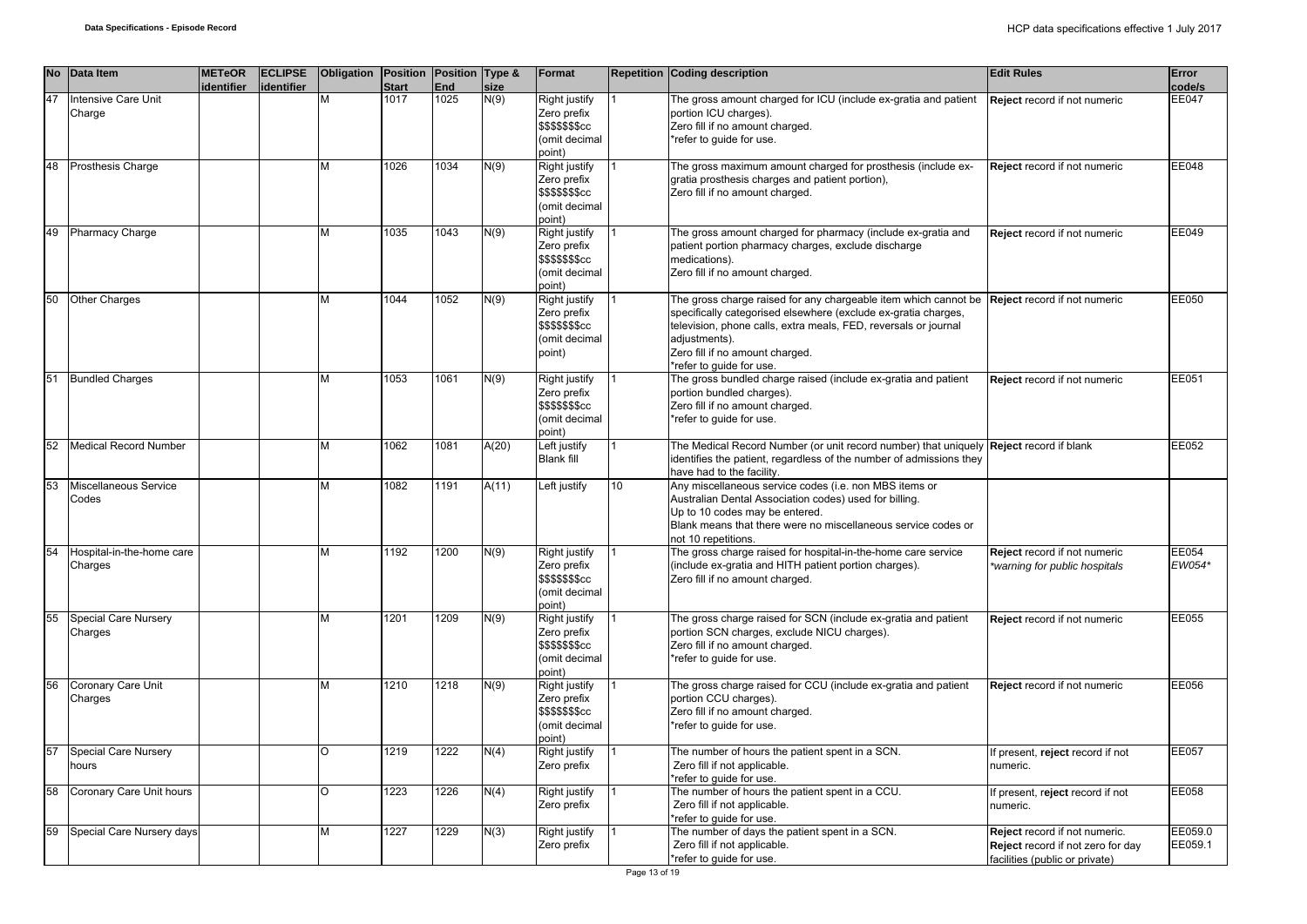| No | Data Item | METeOR identifier | ECLIPSE identifier | Obligation | Position Start | Position End | Type & size | Format | Repetition | Coding description | Edit Rules | Error code/s |
|---|---|---|---|---|---|---|---|---|---|---|---|---|
| 47 | Intensive Care Unit Charge | | | M | 1017 | 1025 | N(9) | Right justify Zero prefix $$$$$$$cc (omit decimal point) | 1 | The gross amount charged for ICU (include ex-gratia and patient portion ICU charges). Zero fill if no amount charged. *refer to guide for use. | **Reject** record if not numeric | EE047 |
| 48 | Prosthesis Charge | | | M | 1026 | 1034 | N(9) | Right justify Zero prefix $$$$$$$cc (omit decimal point) | 1 | The gross maximum amount charged for prosthesis (include ex-gratia prosthesis charges and patient portion), Zero fill if no amount charged. | **Reject** record if not numeric | EE048 |
| 49 | Pharmacy Charge | | | M | 1035 | 1043 | N(9) | Right justify Zero prefix $$$$$$$cc (omit decimal point) | 1 | The gross amount charged for pharmacy (include ex-gratia and patient portion pharmacy charges, exclude discharge medications). Zero fill if no amount charged. | **Reject** record if not numeric | EE049 |
| 50 | Other Charges | | | M | 1044 | 1052 | N(9) | Right justify Zero prefix $$$$$$$cc (omit decimal point) | 1 | The gross charge raised for any chargeable item which cannot be specifically categorised elsewhere (exclude ex-gratia charges, television, phone calls, extra meals, FED, reversals or journal adjustments). Zero fill if no amount charged. *refer to guide for use. | **Reject** record if not numeric | EE050 |
| 51 | Bundled Charges | | | M | 1053 | 1061 | N(9) | Right justify Zero prefix $$$$$$$cc (omit decimal point) | 1 | The gross bundled charge raised (include ex-gratia and patient portion bundled charges). Zero fill if no amount charged. *refer to guide for use. | **Reject** record if not numeric | EE051 |
| 52 | Medical Record Number | | | M | 1062 | 1081 | A(20) | Left justify Blank fill | 1 | The Medical Record Number (or unit record number) that uniquely identifies the patient, regardless of the number of admissions they have had to the facility. | **Reject** record if blank | EE052 |
| 53 | Miscellaneous Service Codes | | | M | 1082 | 1191 | A(11) | Left justify | 10 | Any miscellaneous service codes (i.e. non MBS items or Australian Dental Association codes) used for billing. Up to 10 codes may be entered. Blank means that there were no miscellaneous service codes or not 10 repetitions. | | |
| 54 | Hospital-in-the-home care Charges | | | M | 1192 | 1200 | N(9) | Right justify Zero prefix $$$$$$$cc (omit decimal point) | 1 | The gross charge raised for hospital-in-the-home care service (include ex-gratia and HITH patient portion charges). Zero fill if no amount charged. | **Reject** record if not numeric *\*warning for public hospitals* | EE054 *EW054\** |
| 55 | Special Care Nursery Charges | | | M | 1201 | 1209 | N(9) | Right justify Zero prefix $$$$$$$cc (omit decimal point) | 1 | The gross charge raised for SCN (include ex-gratia and patient portion SCN charges, exclude NICU charges). Zero fill if no amount charged. *refer to guide for use. | **Reject** record if not numeric | EE055 |
| 56 | Coronary Care Unit Charges | | | M | 1210 | 1218 | N(9) | Right justify Zero prefix $$$$$$$cc (omit decimal point) | 1 | The gross charge raised for CCU (include ex-gratia and patient portion CCU charges). Zero fill if no amount charged. *refer to guide for use. | **Reject** record if not numeric | EE056 |
| 57 | Special Care Nursery hours | | | O | 1219 | 1222 | N(4) | Right justify Zero prefix | 1 | The number of hours the patient spent in a SCN. Zero fill if not applicable. *refer to guide for use. | If present, **reject** record if not numeric. | EE057 |
| 58 | Coronary Care Unit hours | | | O | 1223 | 1226 | N(4) | Right justify Zero prefix | 1 | The number of hours the patient spent in a CCU. Zero fill if not applicable. *refer to guide for use. | If present, r**eject** record if not numeric. | EE058 |
| 59 | Special Care Nursery days | | | M | 1227 | 1229 | N(3) | Right justify Zero prefix | 1 | The number of days the patient spent in a SCN. Zero fill if not applicable. *refer to guide for use. | **Reject** record if not numeric. **Reject** record if not zero for day facilities (public or private) | EE059.0 EE059.1 |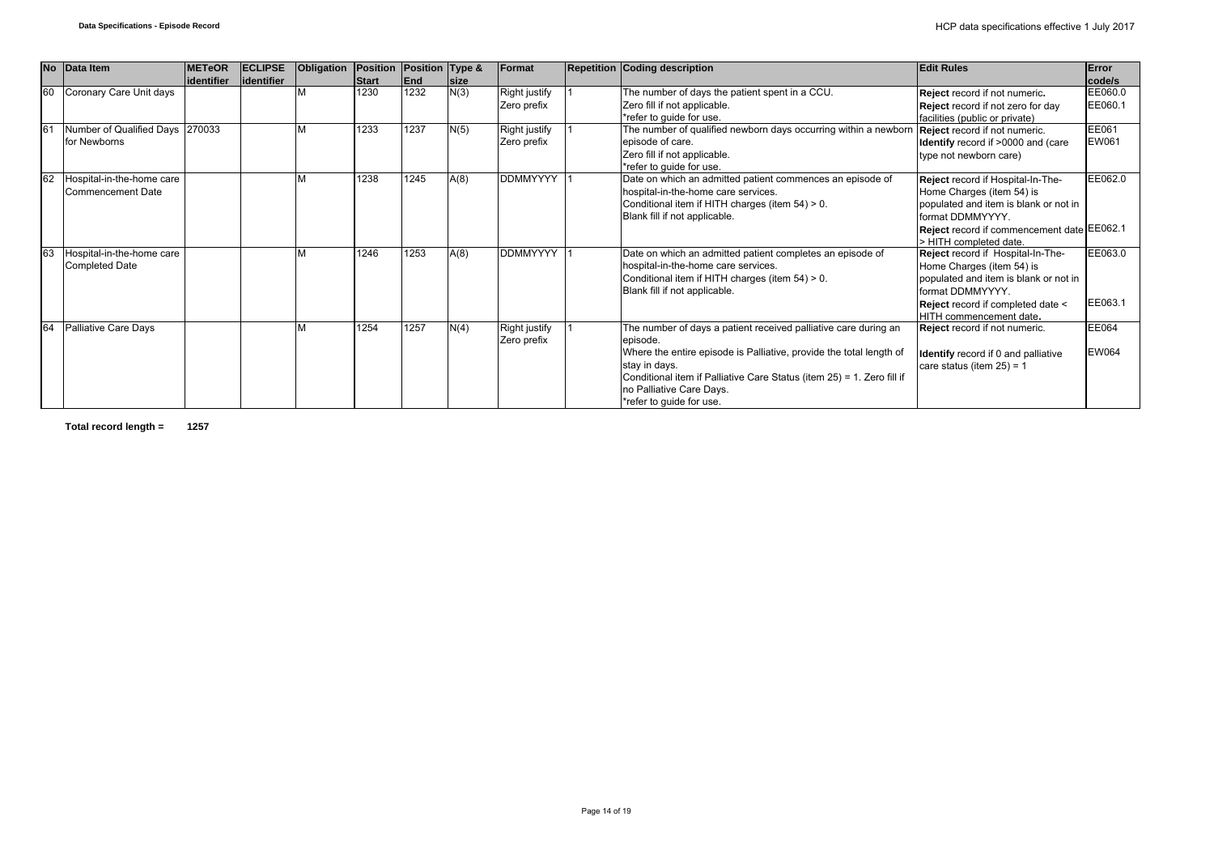| No | Data Item | METeOR identifier | ECLIPSE identifier | Obligation | Position Start | Position End | Type & size | Format | Repetition | Coding description | Edit Rules | Error code/s |
|---|---|---|---|---|---|---|---|---|---|---|---|---|
| 60 | Coronary Care Unit days | | | M | 1230 | 1232 | N(3) | Right justify Zero prefix | 1 | The number of days the patient spent in a CCU.<br>Zero fill if not applicable.<br>*refer to guide for use. | **Reject** record if not numeric.<br>**Reject** record if not zero for day facilities (public or private) | EE060.0<br>EE060.1 |
| 61 | Number of Qualified Days for Newborns | 270033 | | M | 1233 | 1237 | N(5) | Right justify Zero prefix | 1 | The number of qualified newborn days occurring within a newborn episode of care.<br>Zero fill if not applicable.<br>*refer to guide for use. | **Reject** record if not numeric.<br>**Identify** record if >0000 and (care type not newborn care) | EE061<br>EW061 |
| 62 | Hospital-in-the-home care Commencement Date | | | M | 1238 | 1245 | A(8) | DDMMYYYY | 1 | Date on which an admitted patient commences an episode of hospital-in-the-home care services.<br>Conditional item if HITH charges (item 54) > 0.<br>Blank fill if not applicable. | **Reject** record if Hospital-In-The-Home Charges (item 54) is populated and item is blank or not in format DDMMYYYY.<br>**Reject** record if commencement date > HITH completed date. | EE062.0<br>EE062.1 |
| 63 | Hospital-in-the-home care Completed Date | | | M | 1246 | 1253 | A(8) | DDMMYYYY | 1 | Date on which an admitted patient completes an episode of hospital-in-the-home care services.<br>Conditional item if HITH charges (item 54) > 0.<br>Blank fill if not applicable. | **Reject** record if Hospital-In-The-Home Charges (item 54) is populated and item is blank or not in format DDMMYYYY.<br>**Reject** record if completed date < HITH commencement date. | EE063.0<br>EE063.1 |
| 64 | Palliative Care Days | | | M | 1254 | 1257 | N(4) | Right justify Zero prefix | 1 | The number of days a patient received palliative care during an episode.<br>Where the entire episode is Palliative, provide the total length of stay in days.<br>Conditional item if Palliative Care Status (item 25) = 1. Zero fill if no Palliative Care Days.<br>*refer to guide for use. | **Reject** record if not numeric.<br>**Identify** record if 0 and palliative care status (item 25) = 1 | EE064<br>EW064 |

**Total record length = 1257**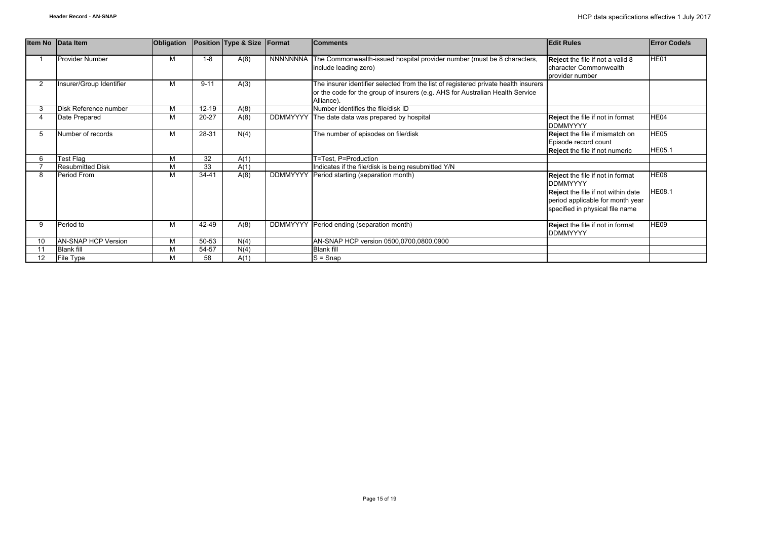| Item No | Data Item | Obligation | Position | Type & Size | Format | Comments | Edit Rules | Error Code/s |
|---|---|---|---|---|---|---|---|---|
| 1 | Provider Number | M | 1-8 | A(8) | NNNNNNNA | The Commonwealth-issued hospital provider number (must be 8 characters, include leading zero) | **Reject** the file if not a valid 8 character Commonwealth provider number | HE01 |
| 2 | Insurer/Group Identifier | M | 9-11 | A(3) | | The insurer identifier selected from the list of registered private health insurers or the code for the group of insurers (e.g. AHS for Australian Health Service Alliance). | | |
| 3 | Disk Reference number | M | 12-19 | A(8) | | Number identifies the file/disk ID | | |
| 4 | Date Prepared | M | 20-27 | A(8) | DDMMYYYY | The date data was prepared by hospital | **Reject** the file if not in format DDMMYYYY | HE04 |
| 5 | Number of records | M | 28-31 | N(4) | | The number of episodes on file/disk | **Reject** the file if mismatch on Episode record count<br>**Reject** the file if not numeric | HE05<br>HE05.1 |
| 6 | Test Flag | M | 32 | A(1) | | T=Test, P=Production | | |
| 7 | Resubmitted Disk | M | 33 | A(1) | | Indicates if the file/disk is being resubmitted Y/N | | |
| 8 | Period From | M | 34-41 | A(8) | DDMMYYYY | Period starting (separation month) | **Reject** the file if not in format DDMMYYYY<br>**Reject** the file if not within date period applicable for month year specified in physical file name | HE08<br>HE08.1 |
| 9 | Period to | M | 42-49 | A(8) | DDMMYYYY | Period ending (separation month) | **Reject** the file if not in format DDMMYYYY | HE09 |
| 10 | AN-SNAP HCP Version | M | 50-53 | N(4) | | AN-SNAP HCP version 0500,0700,0800,0900 | | |
| 11 | Blank fill | M | 54-57 | N(4) | | Blank fill | | |
| 12 | File Type | M | 58 | A(1) | | S = Snap | | |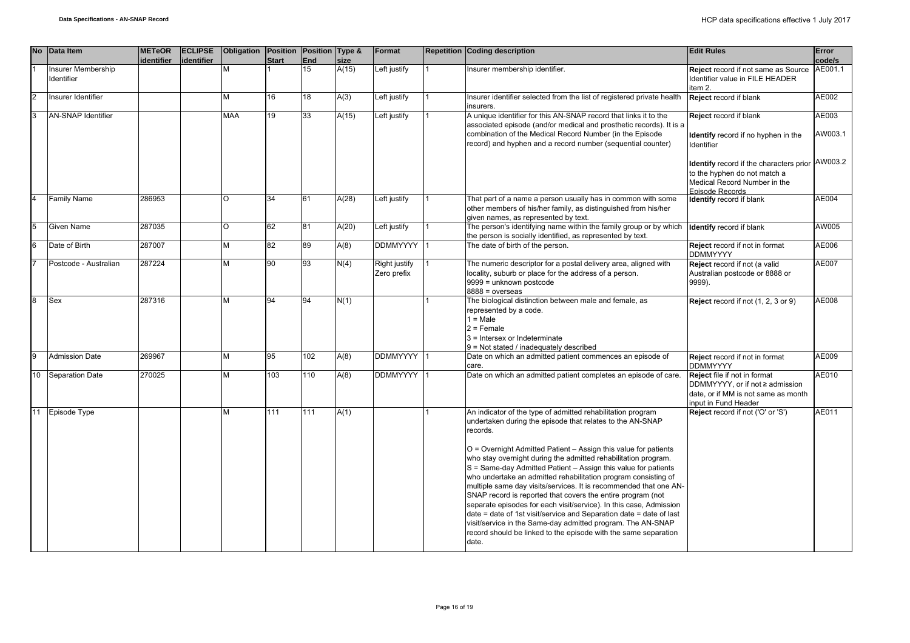| No | Data Item | METeOR identifier | ECLIPSE identifier | Obligation | Position Start | Position End | Type & size | Format | Repetition | Coding description | Edit Rules | Error code/s |
|---|---|---|---|---|---|---|---|---|---|---|---|---|
| 1 | Insurer Membership Identifier | | | M | 1 | 15 | A(15) | Left justify | 1 | Insurer membership identifier. | **Reject** record if not same as Source Identifier value in FILE HEADER item 2. | AE001.1 |
| 2 | Insurer Identifier | | | M | 16 | 18 | A(3) | Left justify | 1 | Insurer identifier selected from the list of registered private health insurers. | **Reject** record if blank | AE002 |
| 3 | AN-SNAP Identifier | | | MAA | 19 | 33 | A(15) | Left justify | 1 | A unique identifier for this AN-SNAP record that links it to the associated episode (and/or medical and prosthetic records). It is a combination of the Medical Record Number (in the Episode record) and hyphen and a record number (sequential counter) | **Reject** record if blank<br><br>**Identify** record if no hyphen in the Identifier<br><br>**Identify** record if the characters prior to the hyphen do not match a Medical Record Number in the Episode Records | AE003<br><br>AW003.1<br><br>AW003.2 |
| 4 | Family Name | 286953 | | O | 34 | 61 | A(28) | Left justify | 1 | That part of a name a person usually has in common with some other members of his/her family, as distinguished from his/her given names, as represented by text. | **Identify** record if blank | AE004 |
| 5 | Given Name | 287035 | | O | 62 | 81 | A(20) | Left justify | 1 | The person's identifying name within the family group or by which the person is socially identified, as represented by text. | **Identify** record if blank | AW005 |
| 6 | Date of Birth | 287007 | | M | 82 | 89 | A(8) | DDMMYYYY | 1 | The date of birth of the person. | **Reject** record if not in format DDMMYYYY | AE006 |
| 7 | Postcode - Australian | 287224 | | M | 90 | 93 | N(4) | Right justify Zero prefix | 1 | The numeric descriptor for a postal delivery area, aligned with locality, suburb or place for the address of a person.<br>9999 = unknown postcode<br>8888 = overseas | **Reject** record if not (a valid Australian postcode or 8888 or 9999). | AE007 |
| 8 | Sex | 287316 | | M | 94 | 94 | N(1) | | 1 | The biological distinction between male and female, as represented by a code.<br>1 = Male<br>2 = Female<br>3 = Intersex or Indeterminate<br>9 = Not stated / inadequately described | **Reject** record if not (1, 2, 3 or 9) | AE008 |
| 9 | Admission Date | 269967 | | M | 95 | 102 | A(8) | DDMMYYYY | 1 | Date on which an admitted patient commences an episode of care. | **Reject** record if not in format DDMMYYYY | AE009 |
| 10 | Separation Date | 270025 | | M | 103 | 110 | A(8) | DDMMYYYY | 1 | Date on which an admitted patient completes an episode of care. | **Reject** file if not in format DDMMYYYY, or if not ≥ admission date, or if MM is not same as month input in Fund Header | AE010 |
| 11 | Episode Type | | | M | 111 | 111 | A(1) | | 1 | An indicator of the type of admitted rehabilitation program undertaken during the episode that relates to the AN-SNAP records.<br><br>O = Overnight Admitted Patient – Assign this value for patients who stay overnight during the admitted rehabilitation program.<br>S = Same-day Admitted Patient – Assign this value for patients who undertake an admitted rehabilitation program consisting of multiple same day visits/services. It is recommended that one AN-SNAP record is reported that covers the entire program (not separate episodes for each visit/service). In this case, Admission date = date of 1st visit/service and Separation date = date of last visit/service in the Same-day admitted program. The AN-SNAP record should be linked to the episode with the same separation date. | **Reject** record if not ('O' or 'S') | AE011 |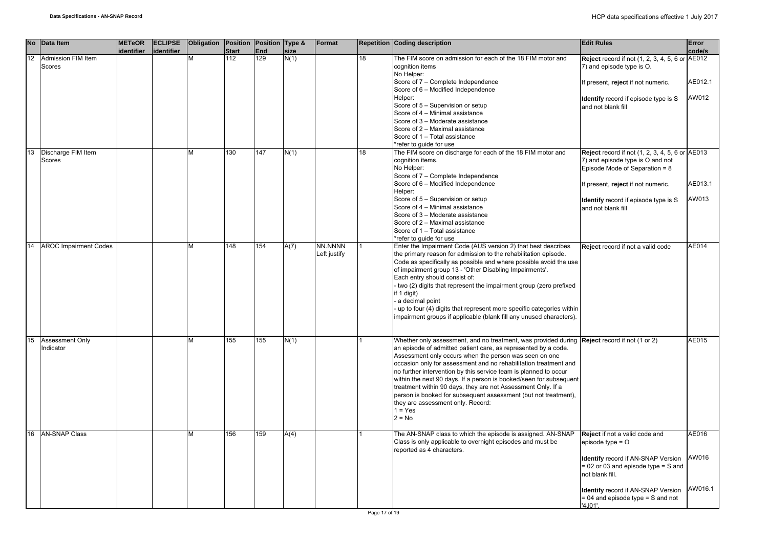| No | Data Item | METeOR identifier | ECLIPSE identifier | Obligation | Position Start | Position End | Type & size | Format | Repetition | Coding description | Edit Rules | Error code/s |
|---|---|---|---|---|---|---|---|---|---|---|---|---|
| 12 | Admission FIM Item Scores | | | M | 112 | 129 | N(1) | | 18 | The FIM score on admission for each of the 18 FIM motor and cognition items<br>No Helper:<br>Score of 7 – Complete Independence<br>Score of 6 – Modified Independence<br>Helper:<br>Score of 5 – Supervision or setup<br>Score of 4 – Minimal assistance<br>Score of 3 – Moderate assistance<br>Score of 2 – Maximal assistance<br>Score of 1 – Total assistance<br>*refer to guide for use | **Reject** record if not (1, 2, 3, 4, 5, 6 or 7) and episode type is O.<br><br>If present, **reject** if not numeric.<br><br>**Identify** record if episode type is S and not blank fill | AE012<br><br>AE012.1<br><br>AW012 |
| 13 | Discharge FIM Item Scores | | | M | 130 | 147 | N(1) | | 18 | The FIM score on discharge for each of the 18 FIM motor and cognition items.<br>No Helper:<br>Score of 7 – Complete Independence<br>Score of 6 – Modified Independence<br>Helper:<br>Score of 5 – Supervision or setup<br>Score of 4 – Minimal assistance<br>Score of 3 – Moderate assistance<br>Score of 2 – Maximal assistance<br>Score of 1 – Total assistance<br>*refer to guide for use | **Reject** record if not (1, 2, 3, 4, 5, 6 or 7) and episode type is O and not Episode Mode of Separation = 8<br><br>If present, **reject** if not numeric.<br><br>**Identify** record if episode type is S and not blank fill | AE013<br><br>AE013.1<br><br>AW013 |
| 14 | AROC Impairment Codes | | | M | 148 | 154 | A(7) | NN.NNNN Left justify | 1 | Enter the Impairment Code (AUS version 2) that best describes the primary reason for admission to the rehabilitation episode. Code as specifically as possible and where possible avoid the use of impairment group 13 - 'Other Disabling Impairments'.<br>Each entry should consist of:<br>- two (2) digits that represent the impairment group (zero prefixed if 1 digit)<br>- a decimal point<br>- up to four (4) digits that represent more specific categories within impairment groups if applicable (blank fill any unused characters). | **Reject** record if not a valid code | AE014 |
| 15 | Assessment Only Indicator | | | M | 155 | 155 | N(1) | | 1 | Whether only assessment, and no treatment, was provided during an episode of admitted patient care, as represented by a code. Assessment only occurs when the person was seen on one occasion only for assessment and no rehabilitation treatment and no further intervention by this service team is planned to occur within the next 90 days. If a person is booked/seen for subsequent treatment within 90 days, they are not Assessment Only. If a person is booked for subsequent assessment (but not treatment), they are assessment only. Record:<br>1 = Yes<br>2 = No | **Reject** record if not (1 or 2) | AE015 |
| 16 | AN-SNAP Class | | | M | 156 | 159 | A(4) | | 1 | The AN-SNAP class to which the episode is assigned. AN-SNAP Class is only applicable to overnight episodes and must be reported as 4 characters. | **Reject** if not a valid code and episode type = O<br><br>**Identify** record if AN-SNAP Version = 02 or 03 and episode type = S and not blank fill.<br><br>**Identify** record if AN-SNAP Version = 04 and episode type = S and not '4J01'. | AE016<br><br>AW016<br><br>AW016.1 |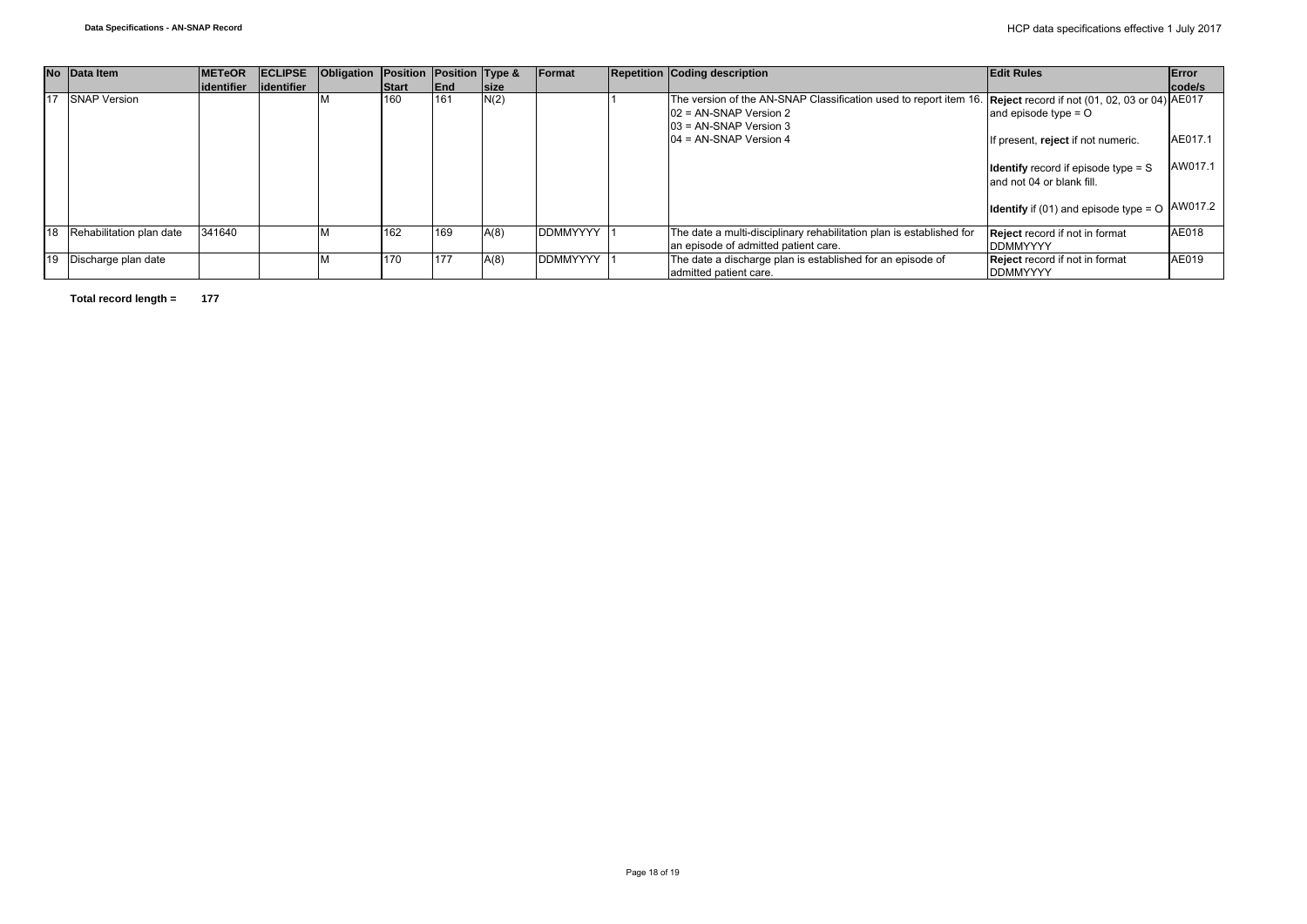| No | Data Item | METeOR identifier | ECLIPSE identifier | Obligation | Position Start | Position End | Type & size | Format | Repetition | Coding description | Edit Rules | Error code/s |
|---|---|---|---|---|---|---|---|---|---|---|---|---|
| 17 | SNAP Version | | | M | 160 | 161 | N(2) | | 1 | The version of the AN-SNAP Classification used to report item 16.<br>02 = AN-SNAP Version 2<br>03 = AN-SNAP Version 3<br>04 = AN-SNAP Version 4 | **Reject** record if not (01, 02, 03 or 04) and episode type = O<br><br>If present, **reject** if not numeric.<br><br>**Identify** record if episode type = S and not 04 or blank fill.<br><br>**Identify** if (01) and episode type = O | AE017<br><br>AE017.1<br><br>AW017.1<br><br>AW017.2 |
| 18 | Rehabilitation plan date | 341640 | | M | 162 | 169 | A(8) | DDMMYYYY | 1 | The date a multi-disciplinary rehabilitation plan is established for an episode of admitted patient care. | **Reject** record if not in format DDMMYYYY | AE018 |
| 19 | Discharge plan date | | | M | 170 | 177 | A(8) | DDMMYYYY | 1 | The date a discharge plan is established for an episode of admitted patient care. | **Reject** record if not in format DDMMYYYY | AE019 |

**Total record length = 177**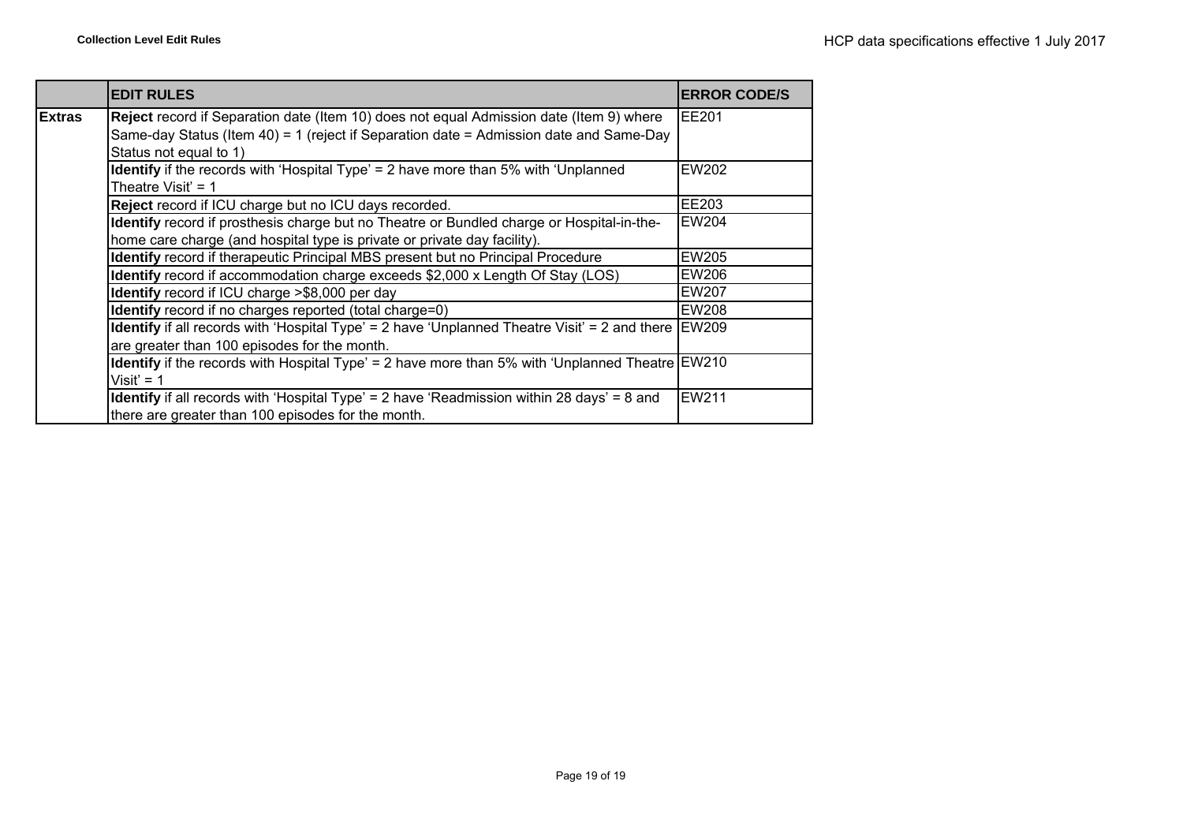| | EDIT RULES | ERROR CODE/S |
|---|---|---|
| Extras | **Reject** record if Separation date (Item 10) does not equal Admission date (Item 9) where Same-day Status (Item 40) = 1 (reject if Separation date = Admission date and Same-Day Status not equal to 1) | EE201 |
| | **Identify** if the records with 'Hospital Type' = 2 have more than 5% with 'Unplanned Theatre Visit' = 1 | EW202 |
| | **Reject** record if ICU charge but no ICU days recorded. | EE203 |
| | **Identify** record if prosthesis charge but no Theatre or Bundled charge or Hospital-in-the-home care charge (and hospital type is private or private day facility). | EW204 |
| | **Identify** record if therapeutic Principal MBS present but no Principal Procedure | EW205 |
| | **Identify** record if accommodation charge exceeds $2,000 x Length Of Stay (LOS) | EW206 |
| | **Identify** record if ICU charge >$8,000 per day | EW207 |
| | **Identify** record if no charges reported (total charge=0) | EW208 |
| | **Identify** if all records with 'Hospital Type' = 2 have 'Unplanned Theatre Visit' = 2 and there are greater than 100 episodes for the month. | EW209 |
| | **Identify** if the records with Hospital Type' = 2 have more than 5% with 'Unplanned Theatre Visit' = 1 | EW210 |
| | **Identify** if all records with 'Hospital Type' = 2 have 'Readmission within 28 days' = 8 and there are greater than 100 episodes for the month. | EW211 |